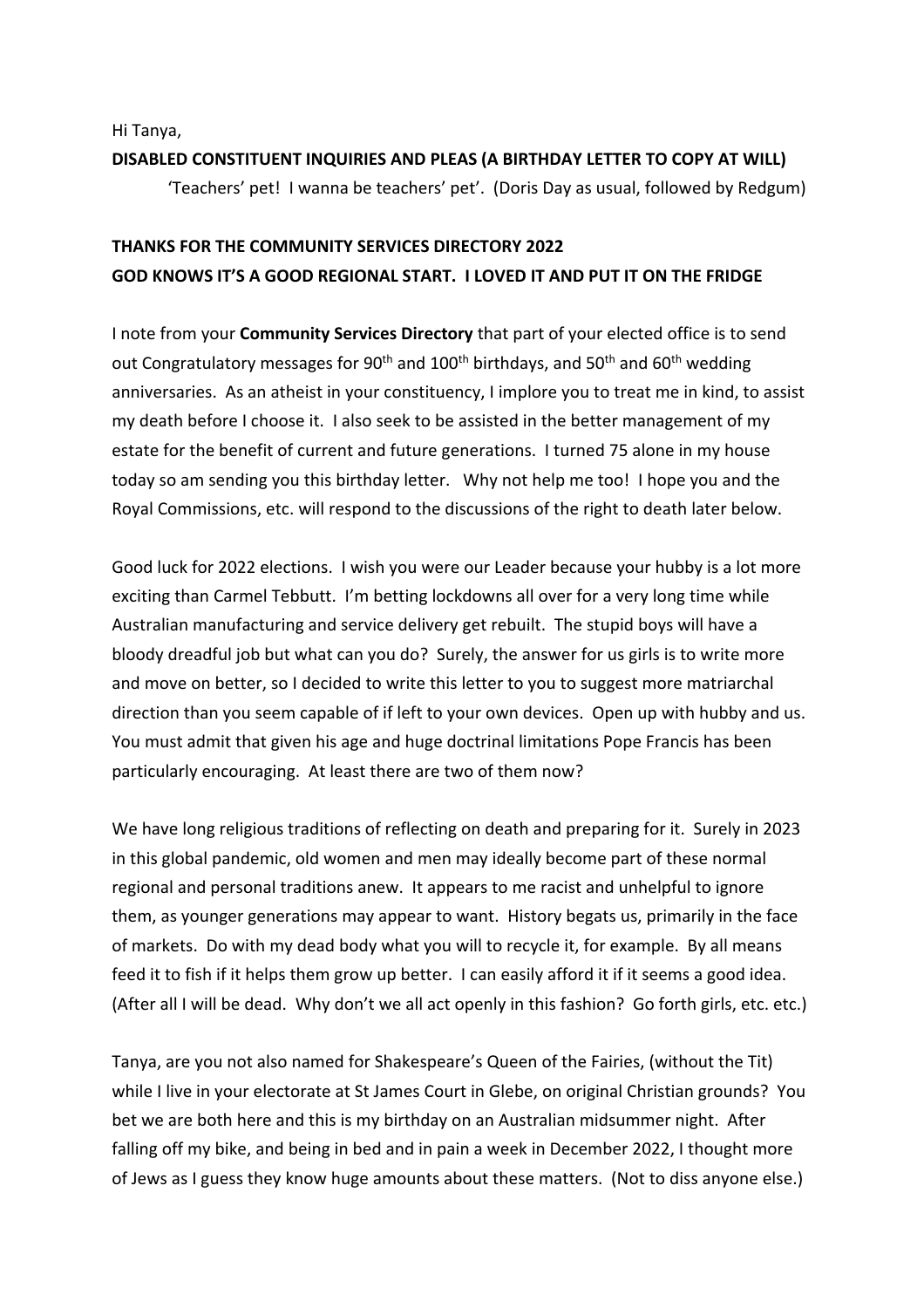Hi Tanya,

**DISABLED CONSTITUENT INQUIRIES AND PLEAS (A BIRTHDAY LETTER TO COPY AT WILL)**

'Teachers' pet! I wanna be teachers' pet'. (Doris Day as usual, followed by Redgum)

**THANKS FOR THE COMMUNITY SERVICES DIRECTORY 2022**
**GOD KNOWS IT'S A GOOD REGIONAL START. I LOVED IT AND PUT IT ON THE FRIDGE**

I note from your **Community Services Directory** that part of your elected office is to send out Congratulatory messages for 90th and 100th birthdays, and 50th and 60th wedding anniversaries. As an atheist in your constituency, I implore you to treat me in kind, to assist my death before I choose it. I also seek to be assisted in the better management of my estate for the benefit of current and future generations. I turned 75 alone in my house today so am sending you this birthday letter. Why not help me too! I hope you and the Royal Commissions, etc. will respond to the discussions of the right to death later below.

Good luck for 2022 elections. I wish you were our Leader because your hubby is a lot more exciting than Carmel Tebbutt. I'm betting lockdowns all over for a very long time while Australian manufacturing and service delivery get rebuilt. The stupid boys will have a bloody dreadful job but what can you do? Surely, the answer for us girls is to write more and move on better, so I decided to write this letter to you to suggest more matriarchal direction than you seem capable of if left to your own devices. Open up with hubby and us. You must admit that given his age and huge doctrinal limitations Pope Francis has been particularly encouraging. At least there are two of them now?

We have long religious traditions of reflecting on death and preparing for it. Surely in 2023 in this global pandemic, old women and men may ideally become part of these normal regional and personal traditions anew. It appears to me racist and unhelpful to ignore them, as younger generations may appear to want. History begats us, primarily in the face of markets. Do with my dead body what you will to recycle it, for example. By all means feed it to fish if it helps them grow up better. I can easily afford it if it seems a good idea. (After all I will be dead. Why don't we all act openly in this fashion? Go forth girls, etc. etc.)

Tanya, are you not also named for Shakespeare's Queen of the Fairies, (without the Tit) while I live in your electorate at St James Court in Glebe, on original Christian grounds? You bet we are both here and this is my birthday on an Australian midsummer night. After falling off my bike, and being in bed and in pain a week in December 2022, I thought more of Jews as I guess they know huge amounts about these matters. (Not to diss anyone else.)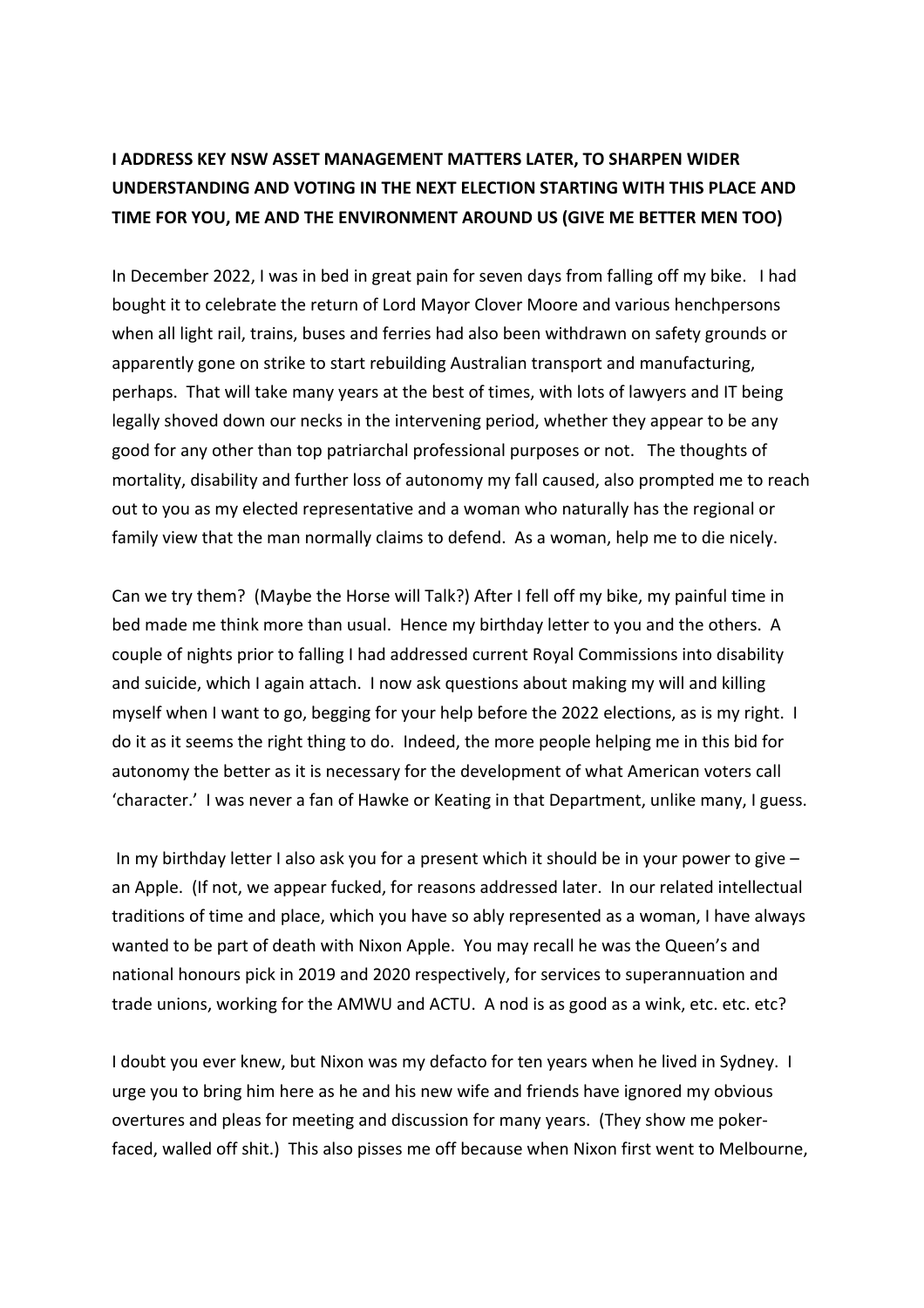**I ADDRESS KEY NSW ASSET MANAGEMENT MATTERS LATER, TO SHARPEN WIDER UNDERSTANDING AND VOTING IN THE NEXT ELECTION STARTING WITH THIS PLACE AND TIME FOR YOU, ME AND THE ENVIRONMENT AROUND US (GIVE ME BETTER MEN TOO)**

In December 2022, I was in bed in great pain for seven days from falling off my bike. I had bought it to celebrate the return of Lord Mayor Clover Moore and various henchpersons when all light rail, trains, buses and ferries had also been withdrawn on safety grounds or apparently gone on strike to start rebuilding Australian transport and manufacturing, perhaps. That will take many years at the best of times, with lots of lawyers and IT being legally shoved down our necks in the intervening period, whether they appear to be any good for any other than top patriarchal professional purposes or not. The thoughts of mortality, disability and further loss of autonomy my fall caused, also prompted me to reach out to you as my elected representative and a woman who naturally has the regional or family view that the man normally claims to defend. As a woman, help me to die nicely.

Can we try them? (Maybe the Horse will Talk?) After I fell off my bike, my painful time in bed made me think more than usual. Hence my birthday letter to you and the others. A couple of nights prior to falling I had addressed current Royal Commissions into disability and suicide, which I again attach. I now ask questions about making my will and killing myself when I want to go, begging for your help before the 2022 elections, as is my right. I do it as it seems the right thing to do. Indeed, the more people helping me in this bid for autonomy the better as it is necessary for the development of what American voters call 'character.' I was never a fan of Hawke or Keating in that Department, unlike many, I guess.

In my birthday letter I also ask you for a present which it should be in your power to give – an Apple. (If not, we appear fucked, for reasons addressed later. In our related intellectual traditions of time and place, which you have so ably represented as a woman, I have always wanted to be part of death with Nixon Apple. You may recall he was the Queen's and national honours pick in 2019 and 2020 respectively, for services to superannuation and trade unions, working for the AMWU and ACTU. A nod is as good as a wink, etc. etc. etc?

I doubt you ever knew, but Nixon was my defacto for ten years when he lived in Sydney. I urge you to bring him here as he and his new wife and friends have ignored my obvious overtures and pleas for meeting and discussion for many years. (They show me poker-faced, walled off shit.) This also pisses me off because when Nixon first went to Melbourne,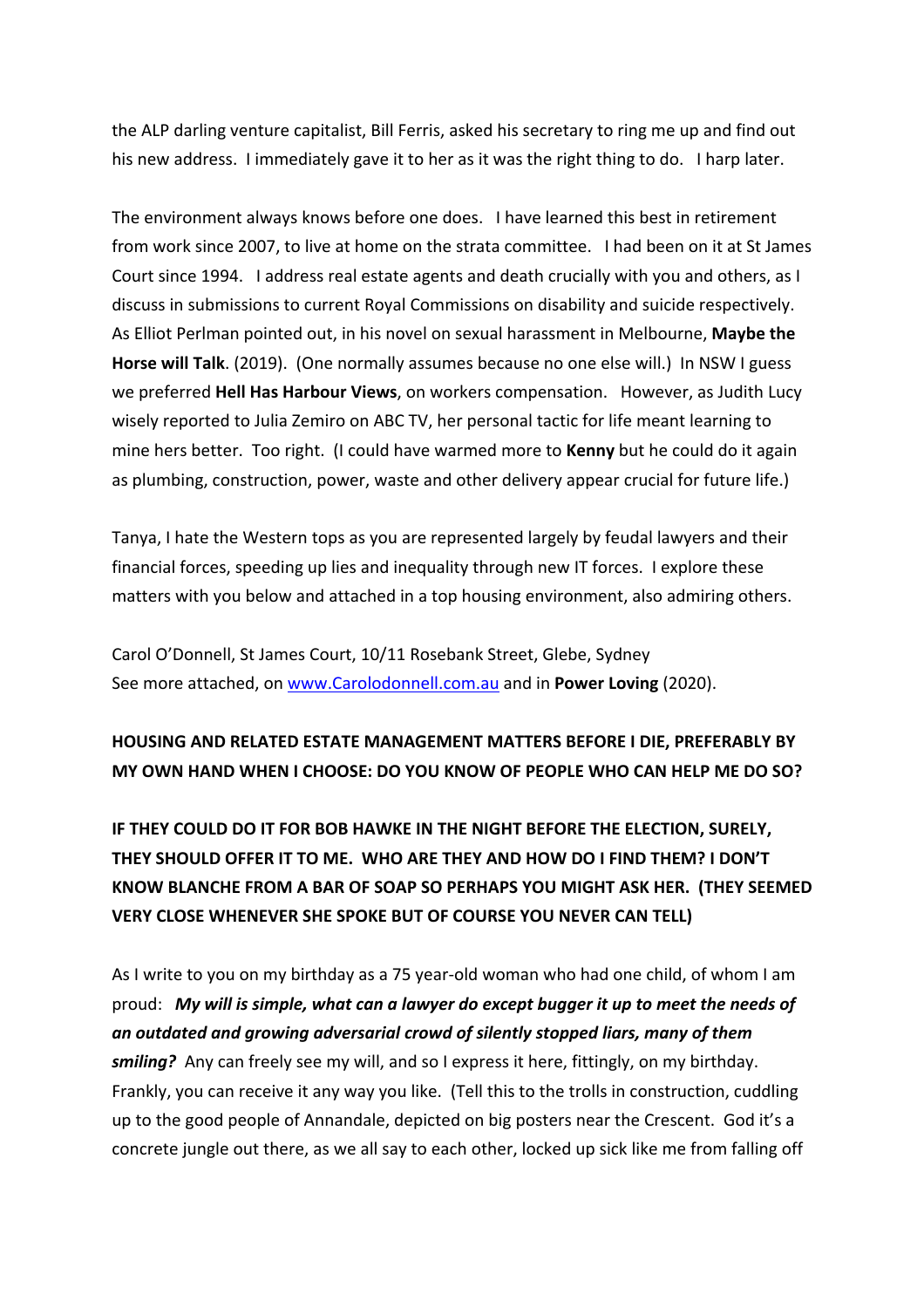the ALP darling venture capitalist, Bill Ferris, asked his secretary to ring me up and find out his new address. I immediately gave it to her as it was the right thing to do. I harp later.

The environment always knows before one does. I have learned this best in retirement from work since 2007, to live at home on the strata committee. I had been on it at St James Court since 1994. I address real estate agents and death crucially with you and others, as I discuss in submissions to current Royal Commissions on disability and suicide respectively. As Elliot Perlman pointed out, in his novel on sexual harassment in Melbourne, **Maybe the Horse will Talk**. (2019). (One normally assumes because no one else will.) In NSW I guess we preferred **Hell Has Harbour Views**, on workers compensation. However, as Judith Lucy wisely reported to Julia Zemiro on ABC TV, her personal tactic for life meant learning to mine hers better. Too right. (I could have warmed more to **Kenny** but he could do it again as plumbing, construction, power, waste and other delivery appear crucial for future life.)

Tanya, I hate the Western tops as you are represented largely by feudal lawyers and their financial forces, speeding up lies and inequality through new IT forces. I explore these matters with you below and attached in a top housing environment, also admiring others.

Carol O'Donnell, St James Court, 10/11 Rosebank Street, Glebe, Sydney
See more attached, on [www.Carolodonnell.com.au](http://www.Carolodonnell.com.au) and in **Power Loving** (2020).

**HOUSING AND RELATED ESTATE MANAGEMENT MATTERS BEFORE I DIE, PREFERABLY BY MY OWN HAND WHEN I CHOOSE: DO YOU KNOW OF PEOPLE WHO CAN HELP ME DO SO?**

**IF THEY COULD DO IT FOR BOB HAWKE IN THE NIGHT BEFORE THE ELECTION, SURELY, THEY SHOULD OFFER IT TO ME. WHO ARE THEY AND HOW DO I FIND THEM? I DON'T KNOW BLANCHE FROM A BAR OF SOAP SO PERHAPS YOU MIGHT ASK HER. (THEY SEEMED VERY CLOSE WHENEVER SHE SPOKE BUT OF COURSE YOU NEVER CAN TELL)**

As I write to you on my birthday as a 75 year-old woman who had one child, of whom I am proud: ***My will is simple, what can a lawyer do except bugger it up to meet the needs of an outdated and growing adversarial crowd of silently stopped liars, many of them smiling?*** Any can freely see my will, and so I express it here, fittingly, on my birthday. Frankly, you can receive it any way you like. (Tell this to the trolls in construction, cuddling up to the good people of Annandale, depicted on big posters near the Crescent. God it's a concrete jungle out there, as we all say to each other, locked up sick like me from falling off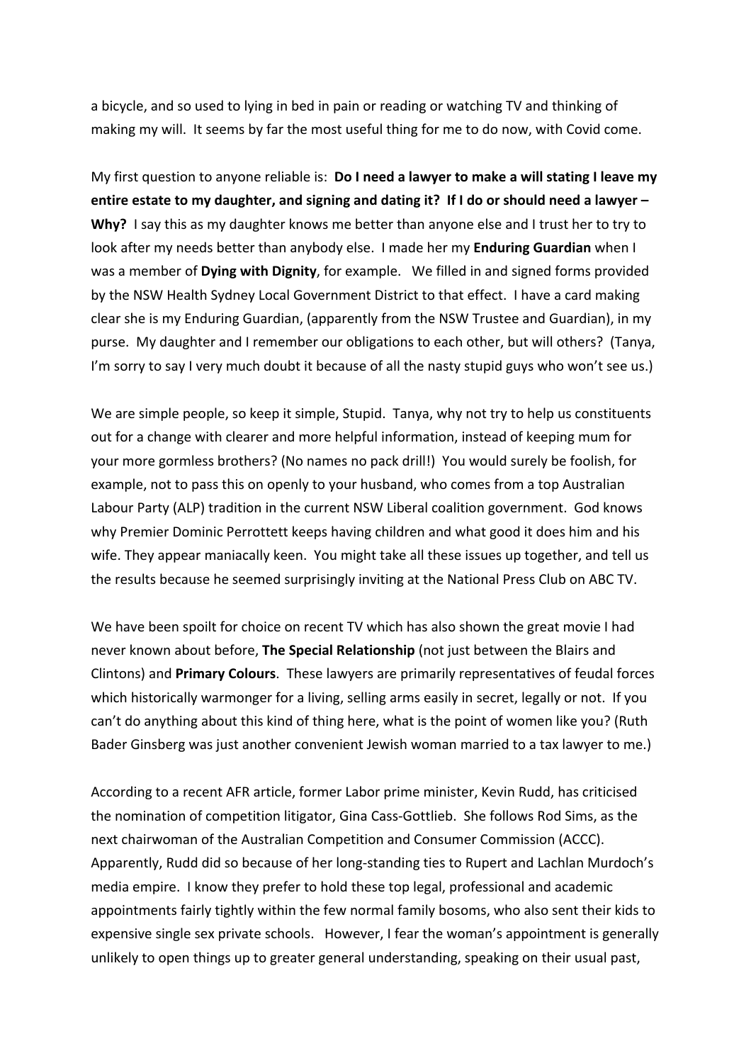a bicycle, and so used to lying in bed in pain or reading or watching TV and thinking of making my will. It seems by far the most useful thing for me to do now, with Covid come.

My first question to anyone reliable is: **Do I need a lawyer to make a will stating I leave my entire estate to my daughter, and signing and dating it? If I do or should need a lawyer – Why?** I say this as my daughter knows me better than anyone else and I trust her to try to look after my needs better than anybody else. I made her my **Enduring Guardian** when I was a member of **Dying with Dignity**, for example. We filled in and signed forms provided by the NSW Health Sydney Local Government District to that effect. I have a card making clear she is my Enduring Guardian, (apparently from the NSW Trustee and Guardian), in my purse. My daughter and I remember our obligations to each other, but will others? (Tanya, I'm sorry to say I very much doubt it because of all the nasty stupid guys who won't see us.)

We are simple people, so keep it simple, Stupid. Tanya, why not try to help us constituents out for a change with clearer and more helpful information, instead of keeping mum for your more gormless brothers? (No names no pack drill!) You would surely be foolish, for example, not to pass this on openly to your husband, who comes from a top Australian Labour Party (ALP) tradition in the current NSW Liberal coalition government. God knows why Premier Dominic Perrottett keeps having children and what good it does him and his wife. They appear maniacally keen. You might take all these issues up together, and tell us the results because he seemed surprisingly inviting at the National Press Club on ABC TV.

We have been spoilt for choice on recent TV which has also shown the great movie I had never known about before, **The Special Relationship** (not just between the Blairs and Clintons) and **Primary Colours**. These lawyers are primarily representatives of feudal forces which historically warmonger for a living, selling arms easily in secret, legally or not. If you can't do anything about this kind of thing here, what is the point of women like you? (Ruth Bader Ginsberg was just another convenient Jewish woman married to a tax lawyer to me.)

According to a recent AFR article, former Labor prime minister, Kevin Rudd, has criticised the nomination of competition litigator, Gina Cass-Gottlieb. She follows Rod Sims, as the next chairwoman of the Australian Competition and Consumer Commission (ACCC). Apparently, Rudd did so because of her long-standing ties to Rupert and Lachlan Murdoch's media empire. I know they prefer to hold these top legal, professional and academic appointments fairly tightly within the few normal family bosoms, who also sent their kids to expensive single sex private schools. However, I fear the woman's appointment is generally unlikely to open things up to greater general understanding, speaking on their usual past,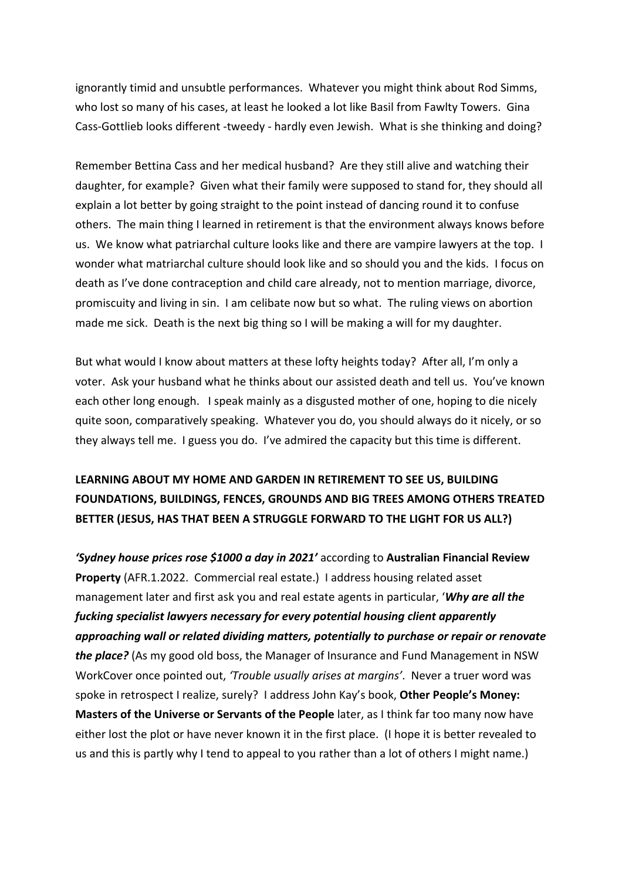ignorantly timid and unsubtle performances. Whatever you might think about Rod Simms, who lost so many of his cases, at least he looked a lot like Basil from Fawlty Towers. Gina Cass-Gottlieb looks different -tweedy - hardly even Jewish. What is she thinking and doing?

Remember Bettina Cass and her medical husband? Are they still alive and watching their daughter, for example? Given what their family were supposed to stand for, they should all explain a lot better by going straight to the point instead of dancing round it to confuse others. The main thing I learned in retirement is that the environment always knows before us. We know what patriarchal culture looks like and there are vampire lawyers at the top. I wonder what matriarchal culture should look like and so should you and the kids. I focus on death as I've done contraception and child care already, not to mention marriage, divorce, promiscuity and living in sin. I am celibate now but so what. The ruling views on abortion made me sick. Death is the next big thing so I will be making a will for my daughter.

But what would I know about matters at these lofty heights today? After all, I'm only a voter. Ask your husband what he thinks about our assisted death and tell us. You've known each other long enough. I speak mainly as a disgusted mother of one, hoping to die nicely quite soon, comparatively speaking. Whatever you do, you should always do it nicely, or so they always tell me. I guess you do. I've admired the capacity but this time is different.

**LEARNING ABOUT MY HOME AND GARDEN IN RETIREMENT TO SEE US, BUILDING FOUNDATIONS, BUILDINGS, FENCES, GROUNDS AND BIG TREES AMONG OTHERS TREATED BETTER (JESUS, HAS THAT BEEN A STRUGGLE FORWARD TO THE LIGHT FOR US ALL?)**

***'Sydney house prices rose $1000 a day in 2021'*** according to **Australian Financial Review Property** (AFR.1.2022. Commercial real estate.) I address housing related asset management later and first ask you and real estate agents in particular, '***Why are all the fucking specialist lawyers necessary for every potential housing client apparently approaching wall or related dividing matters, potentially to purchase or repair or renovate the place?*** (As my good old boss, the Manager of Insurance and Fund Management in NSW WorkCover once pointed out, *'Trouble usually arises at margins'*. Never a truer word was spoke in retrospect I realize, surely? I address John Kay's book, **Other People's Money: Masters of the Universe or Servants of the People** later, as I think far too many now have either lost the plot or have never known it in the first place. (I hope it is better revealed to us and this is partly why I tend to appeal to you rather than a lot of others I might name.)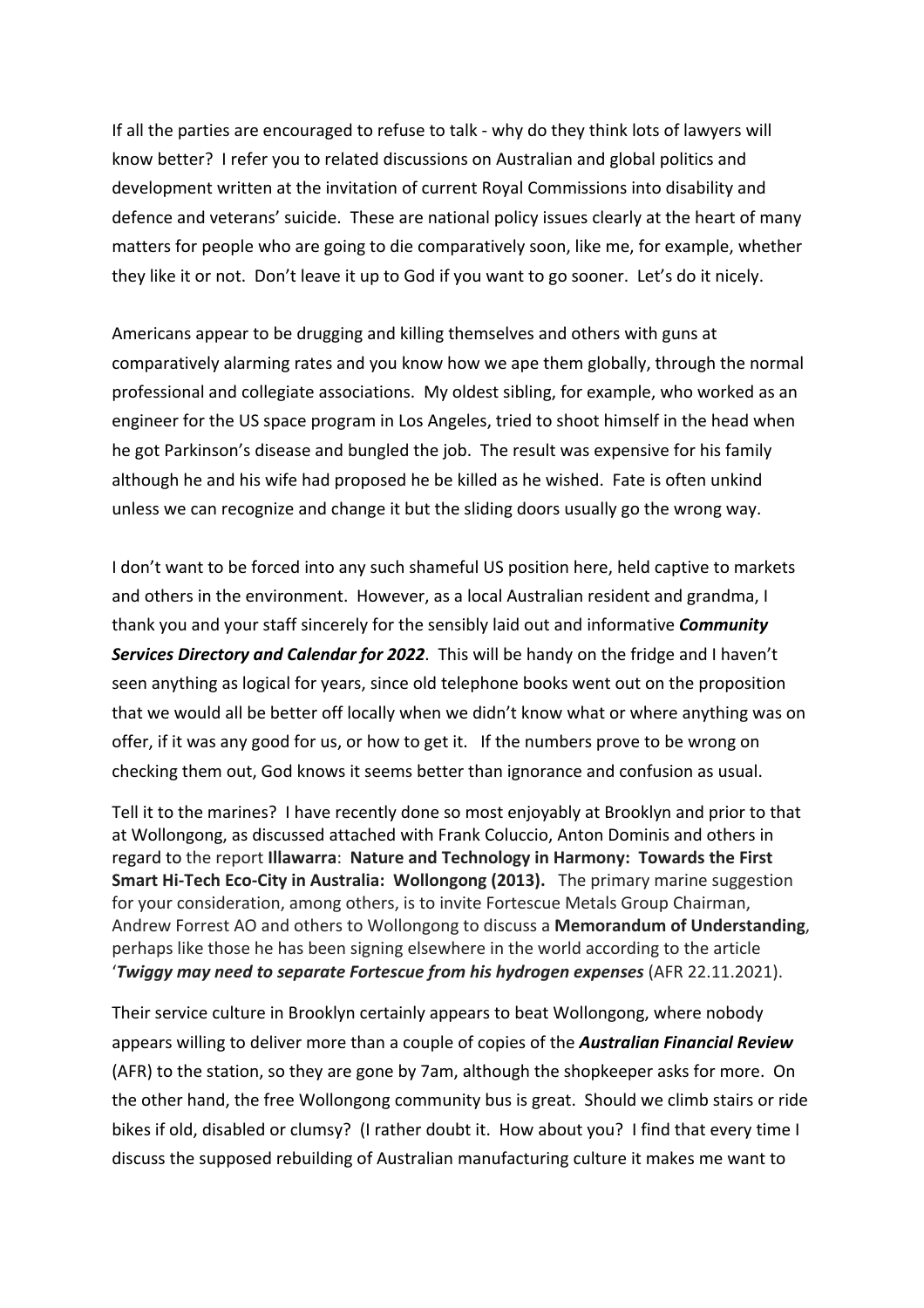If all the parties are encouraged to refuse to talk - why do they think lots of lawyers will know better? I refer you to related discussions on Australian and global politics and development written at the invitation of current Royal Commissions into disability and defence and veterans' suicide. These are national policy issues clearly at the heart of many matters for people who are going to die comparatively soon, like me, for example, whether they like it or not. Don't leave it up to God if you want to go sooner. Let's do it nicely.

Americans appear to be drugging and killing themselves and others with guns at comparatively alarming rates and you know how we ape them globally, through the normal professional and collegiate associations. My oldest sibling, for example, who worked as an engineer for the US space program in Los Angeles, tried to shoot himself in the head when he got Parkinson's disease and bungled the job. The result was expensive for his family although he and his wife had proposed he be killed as he wished. Fate is often unkind unless we can recognize and change it but the sliding doors usually go the wrong way.

I don't want to be forced into any such shameful US position here, held captive to markets and others in the environment. However, as a local Australian resident and grandma, I thank you and your staff sincerely for the sensibly laid out and informative ***Community Services Directory and Calendar for 2022***. This will be handy on the fridge and I haven't seen anything as logical for years, since old telephone books went out on the proposition that we would all be better off locally when we didn't know what or where anything was on offer, if it was any good for us, or how to get it. If the numbers prove to be wrong on checking them out, God knows it seems better than ignorance and confusion as usual.

Tell it to the marines? I have recently done so most enjoyably at Brooklyn and prior to that at Wollongong, as discussed attached with Frank Coluccio, Anton Dominis and others in regard to the report **Illawarra**: **Nature and Technology in Harmony: Towards the First Smart Hi-Tech Eco-City in Australia: Wollongong (2013).** The primary marine suggestion for your consideration, among others, is to invite Fortescue Metals Group Chairman, Andrew Forrest AO and others to Wollongong to discuss a **Memorandum of Understanding**, perhaps like those he has been signing elsewhere in the world according to the article '***Twiggy may need to separate Fortescue from his hydrogen expenses*** (AFR 22.11.2021).

Their service culture in Brooklyn certainly appears to beat Wollongong, where nobody appears willing to deliver more than a couple of copies of the ***Australian Financial Review*** (AFR) to the station, so they are gone by 7am, although the shopkeeper asks for more. On the other hand, the free Wollongong community bus is great. Should we climb stairs or ride bikes if old, disabled or clumsy? (I rather doubt it. How about you? I find that every time I discuss the supposed rebuilding of Australian manufacturing culture it makes me want to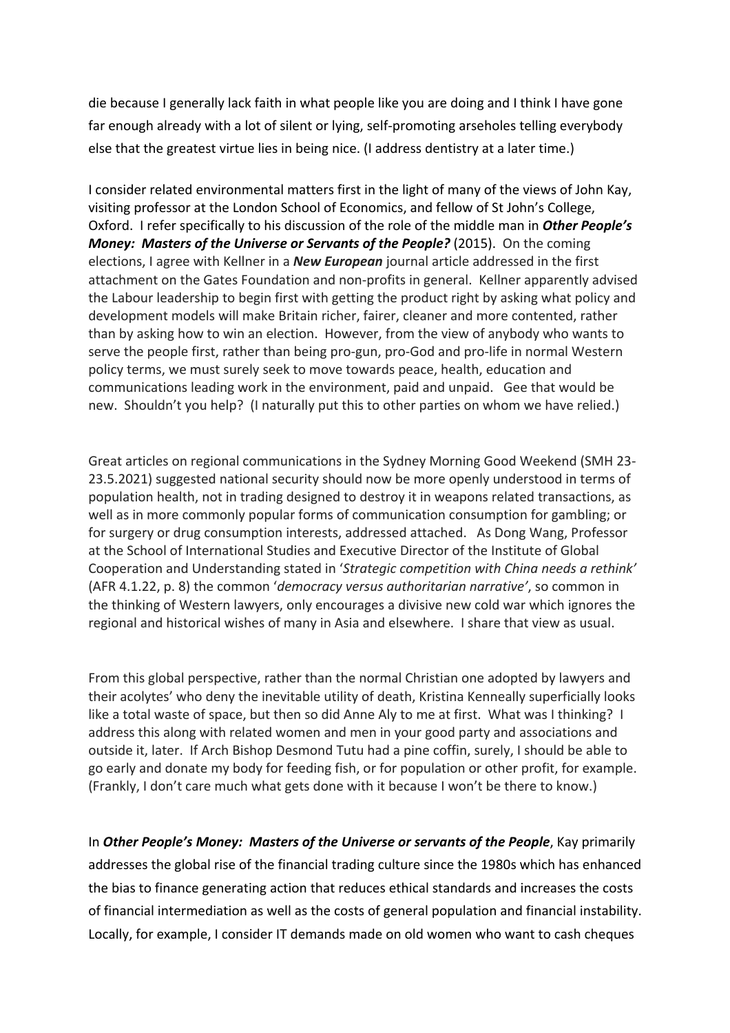die because I generally lack faith in what people like you are doing and I think I have gone far enough already with a lot of silent or lying, self-promoting arseholes telling everybody else that the greatest virtue lies in being nice. (I address dentistry at a later time.)

I consider related environmental matters first in the light of many of the views of John Kay, visiting professor at the London School of Economics, and fellow of St John's College, Oxford. I refer specifically to his discussion of the role of the middle man in ***Other People's Money: Masters of the Universe or Servants of the People?*** (2015). On the coming elections, I agree with Kellner in a ***New European*** journal article addressed in the first attachment on the Gates Foundation and non-profits in general. Kellner apparently advised the Labour leadership to begin first with getting the product right by asking what policy and development models will make Britain richer, fairer, cleaner and more contented, rather than by asking how to win an election. However, from the view of anybody who wants to serve the people first, rather than being pro-gun, pro-God and pro-life in normal Western policy terms, we must surely seek to move towards peace, health, education and communications leading work in the environment, paid and unpaid. Gee that would be new. Shouldn't you help? (I naturally put this to other parties on whom we have relied.)

Great articles on regional communications in the Sydney Morning Good Weekend (SMH 23-23.5.2021) suggested national security should now be more openly understood in terms of population health, not in trading designed to destroy it in weapons related transactions, as well as in more commonly popular forms of communication consumption for gambling; or for surgery or drug consumption interests, addressed attached. As Dong Wang, Professor at the School of International Studies and Executive Director of the Institute of Global Cooperation and Understanding stated in '*Strategic competition with China needs a rethink*' (AFR 4.1.22, p. 8) the common '*democracy versus authoritarian narrative*', so common in the thinking of Western lawyers, only encourages a divisive new cold war which ignores the regional and historical wishes of many in Asia and elsewhere. I share that view as usual.

From this global perspective, rather than the normal Christian one adopted by lawyers and their acolytes' who deny the inevitable utility of death, Kristina Kenneally superficially looks like a total waste of space, but then so did Anne Aly to me at first. What was I thinking? I address this along with related women and men in your good party and associations and outside it, later. If Arch Bishop Desmond Tutu had a pine coffin, surely, I should be able to go early and donate my body for feeding fish, or for population or other profit, for example. (Frankly, I don't care much what gets done with it because I won't be there to know.)

In ***Other People's Money: Masters of the Universe or servants of the People***, Kay primarily addresses the global rise of the financial trading culture since the 1980s which has enhanced the bias to finance generating action that reduces ethical standards and increases the costs of financial intermediation as well as the costs of general population and financial instability. Locally, for example, I consider IT demands made on old women who want to cash cheques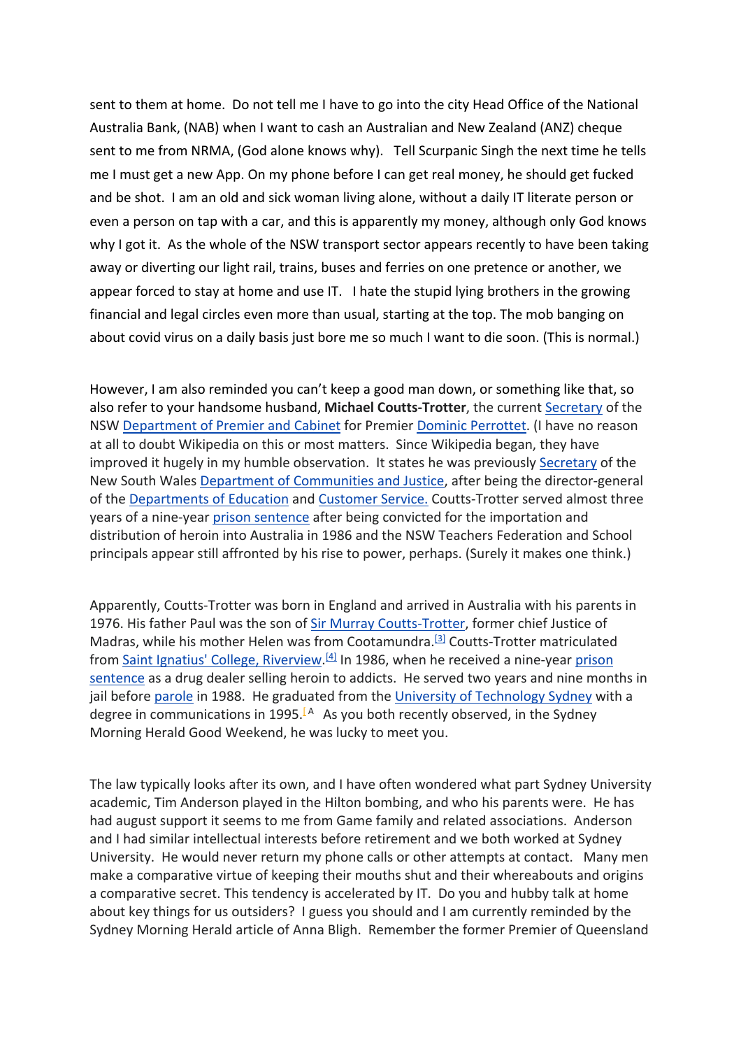sent to them at home. Do not tell me I have to go into the city Head Office of the National Australia Bank, (NAB) when I want to cash an Australian and New Zealand (ANZ) cheque sent to me from NRMA, (God alone knows why). Tell Scurpanic Singh the next time he tells me I must get a new App. On my phone before I can get real money, he should get fucked and be shot. I am an old and sick woman living alone, without a daily IT literate person or even a person on tap with a car, and this is apparently my money, although only God knows why I got it. As the whole of the NSW transport sector appears recently to have been taking away or diverting our light rail, trains, buses and ferries on one pretence or another, we appear forced to stay at home and use IT. I hate the stupid lying brothers in the growing financial and legal circles even more than usual, starting at the top. The mob banging on about covid virus on a daily basis just bore me so much I want to die soon. (This is normal.)

However, I am also reminded you can't keep a good man down, or something like that, so also refer to your handsome husband, **Michael Coutts-Trotter**, the current Secretary of the NSW Department of Premier and Cabinet for Premier Dominic Perrottet. (I have no reason at all to doubt Wikipedia on this or most matters. Since Wikipedia began, they have improved it hugely in my humble observation. It states he was previously Secretary of the New South Wales Department of Communities and Justice, after being the director-general of the Departments of Education and Customer Service. Coutts-Trotter served almost three years of a nine-year prison sentence after being convicted for the importation and distribution of heroin into Australia in 1986 and the NSW Teachers Federation and School principals appear still affronted by his rise to power, perhaps. (Surely it makes one think.)

Apparently, Coutts-Trotter was born in England and arrived in Australia with his parents in 1976. His father Paul was the son of Sir Murray Coutts-Trotter, former chief Justice of Madras, while his mother Helen was from Cootamundra.[3] Coutts-Trotter matriculated from Saint Ignatius' College, Riverview.[4] In 1986, when he received a nine-year prison sentence as a drug dealer selling heroin to addicts. He served two years and nine months in jail before parole in 1988. He graduated from the University of Technology Sydney with a degree in communications in 1995.[1][A] As you both recently observed, in the Sydney Morning Herald Good Weekend, he was lucky to meet you.

The law typically looks after its own, and I have often wondered what part Sydney University academic, Tim Anderson played in the Hilton bombing, and who his parents were. He has had august support it seems to me from Game family and related associations. Anderson and I had similar intellectual interests before retirement and we both worked at Sydney University. He would never return my phone calls or other attempts at contact. Many men make a comparative virtue of keeping their mouths shut and their whereabouts and origins a comparative secret. This tendency is accelerated by IT. Do you and hubby talk at home about key things for us outsiders? I guess you should and I am currently reminded by the Sydney Morning Herald article of Anna Bligh. Remember the former Premier of Queensland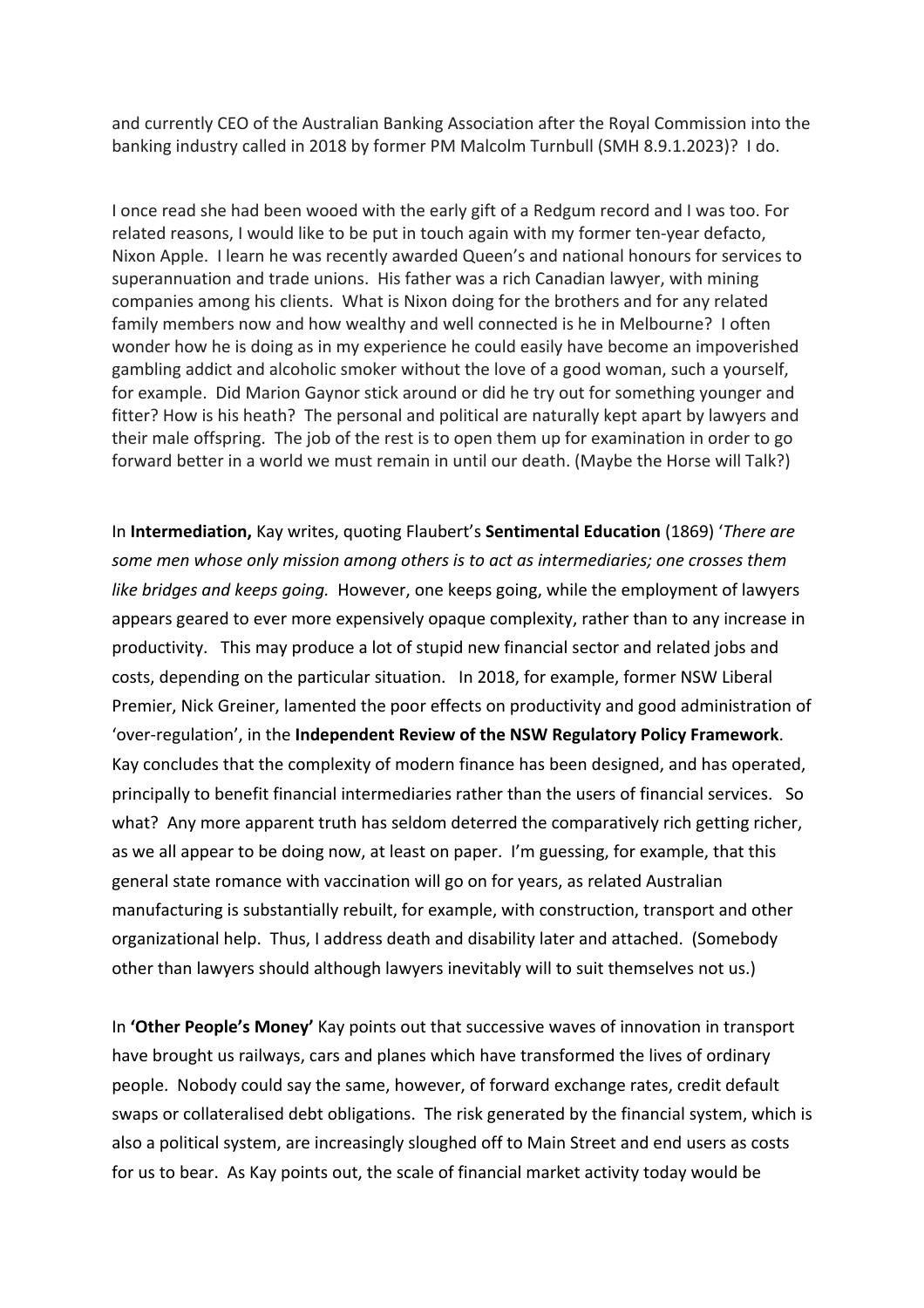and currently CEO of the Australian Banking Association after the Royal Commission into the banking industry called in 2018 by former PM Malcolm Turnbull (SMH 8.9.1.2023)? I do.

I once read she had been wooed with the early gift of a Redgum record and I was too. For related reasons, I would like to be put in touch again with my former ten-year defacto, Nixon Apple. I learn he was recently awarded Queen's and national honours for services to superannuation and trade unions. His father was a rich Canadian lawyer, with mining companies among his clients. What is Nixon doing for the brothers and for any related family members now and how wealthy and well connected is he in Melbourne? I often wonder how he is doing as in my experience he could easily have become an impoverished gambling addict and alcoholic smoker without the love of a good woman, such a yourself, for example. Did Marion Gaynor stick around or did he try out for something younger and fitter? How is his heath? The personal and political are naturally kept apart by lawyers and their male offspring. The job of the rest is to open them up for examination in order to go forward better in a world we must remain in until our death. (Maybe the Horse will Talk?)

In **Intermediation,** Kay writes, quoting Flaubert's **Sentimental Education** (1869) '*There are some men whose only mission among others is to act as intermediaries; one crosses them like bridges and keeps going.* However, one keeps going, while the employment of lawyers appears geared to ever more expensively opaque complexity, rather than to any increase in productivity. This may produce a lot of stupid new financial sector and related jobs and costs, depending on the particular situation. In 2018, for example, former NSW Liberal Premier, Nick Greiner, lamented the poor effects on productivity and good administration of 'over-regulation', in the **Independent Review of the NSW Regulatory Policy Framework**. Kay concludes that the complexity of modern finance has been designed, and has operated, principally to benefit financial intermediaries rather than the users of financial services. So what? Any more apparent truth has seldom deterred the comparatively rich getting richer, as we all appear to be doing now, at least on paper. I'm guessing, for example, that this general state romance with vaccination will go on for years, as related Australian manufacturing is substantially rebuilt, for example, with construction, transport and other organizational help. Thus, I address death and disability later and attached. (Somebody other than lawyers should although lawyers inevitably will to suit themselves not us.)

In **'Other People's Money'** Kay points out that successive waves of innovation in transport have brought us railways, cars and planes which have transformed the lives of ordinary people. Nobody could say the same, however, of forward exchange rates, credit default swaps or collateralised debt obligations. The risk generated by the financial system, which is also a political system, are increasingly sloughed off to Main Street and end users as costs for us to bear. As Kay points out, the scale of financial market activity today would be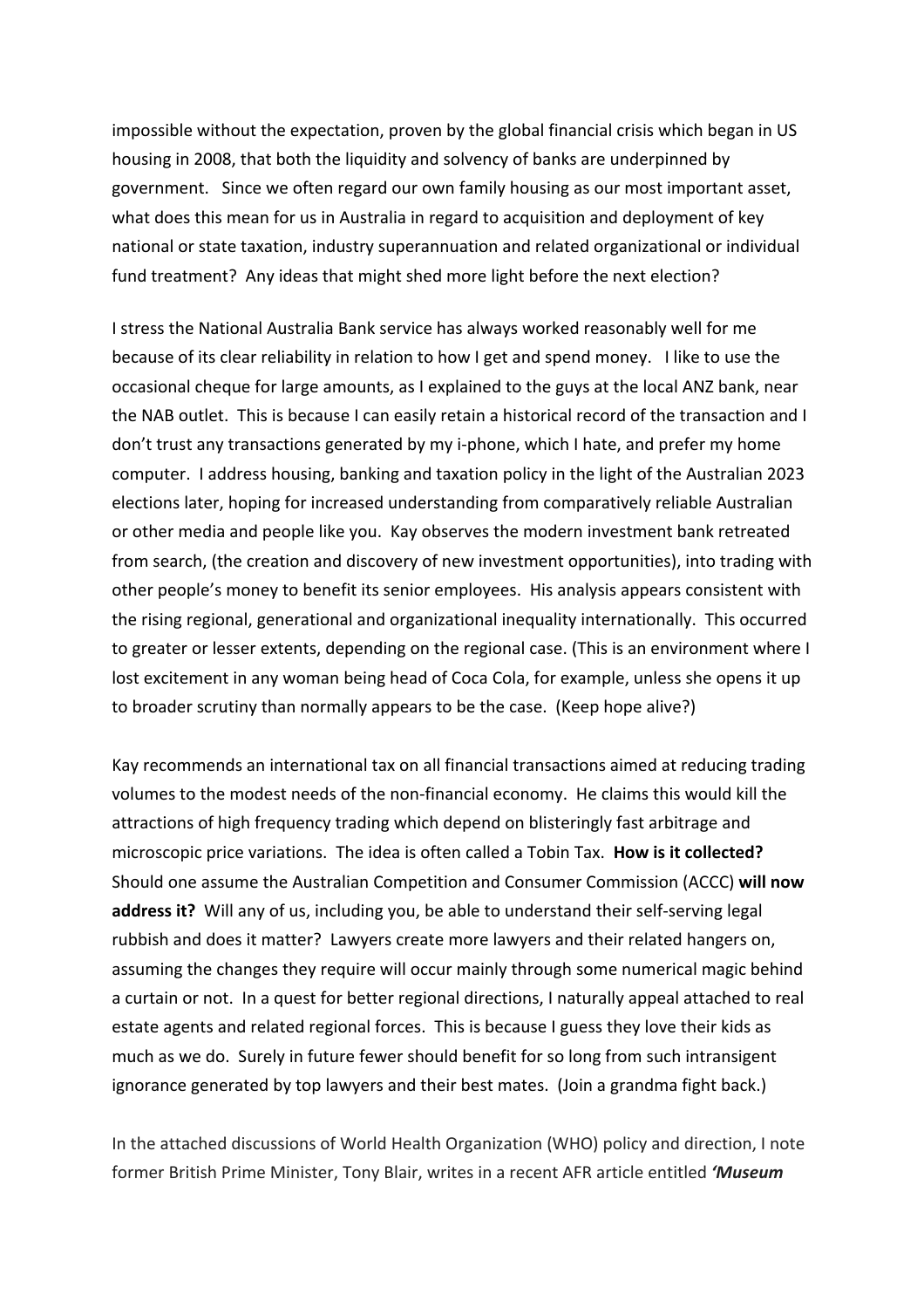impossible without the expectation, proven by the global financial crisis which began in US housing in 2008, that both the liquidity and solvency of banks are underpinned by government. Since we often regard our own family housing as our most important asset, what does this mean for us in Australia in regard to acquisition and deployment of key national or state taxation, industry superannuation and related organizational or individual fund treatment? Any ideas that might shed more light before the next election?

I stress the National Australia Bank service has always worked reasonably well for me because of its clear reliability in relation to how I get and spend money. I like to use the occasional cheque for large amounts, as I explained to the guys at the local ANZ bank, near the NAB outlet. This is because I can easily retain a historical record of the transaction and I don't trust any transactions generated by my i-phone, which I hate, and prefer my home computer. I address housing, banking and taxation policy in the light of the Australian 2023 elections later, hoping for increased understanding from comparatively reliable Australian or other media and people like you. Kay observes the modern investment bank retreated from search, (the creation and discovery of new investment opportunities), into trading with other people's money to benefit its senior employees. His analysis appears consistent with the rising regional, generational and organizational inequality internationally. This occurred to greater or lesser extents, depending on the regional case. (This is an environment where I lost excitement in any woman being head of Coca Cola, for example, unless she opens it up to broader scrutiny than normally appears to be the case. (Keep hope alive?)

Kay recommends an international tax on all financial transactions aimed at reducing trading volumes to the modest needs of the non-financial economy. He claims this would kill the attractions of high frequency trading which depend on blisteringly fast arbitrage and microscopic price variations. The idea is often called a Tobin Tax. **How is it collected?** Should one assume the Australian Competition and Consumer Commission (ACCC) **will now address it?** Will any of us, including you, be able to understand their self-serving legal rubbish and does it matter? Lawyers create more lawyers and their related hangers on, assuming the changes they require will occur mainly through some numerical magic behind a curtain or not. In a quest for better regional directions, I naturally appeal attached to real estate agents and related regional forces. This is because I guess they love their kids as much as we do. Surely in future fewer should benefit for so long from such intransigent ignorance generated by top lawyers and their best mates. (Join a grandma fight back.)

In the attached discussions of World Health Organization (WHO) policy and direction, I note former British Prime Minister, Tony Blair, writes in a recent AFR article entitled ***'Museum***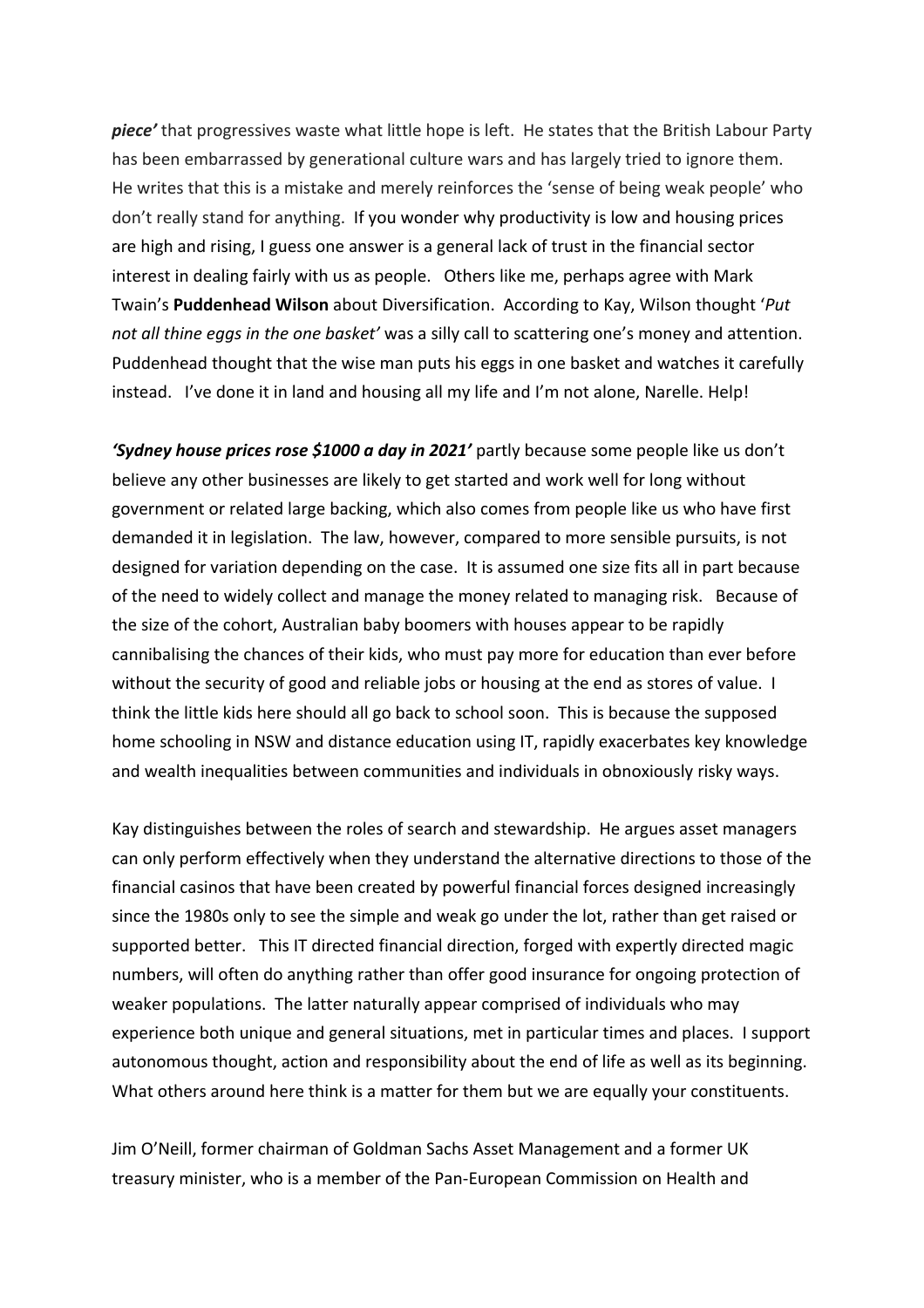***piece'*** that progressives waste what little hope is left. He states that the British Labour Party has been embarrassed by generational culture wars and has largely tried to ignore them. He writes that this is a mistake and merely reinforces the 'sense of being weak people' who don't really stand for anything. If you wonder why productivity is low and housing prices are high and rising, I guess one answer is a general lack of trust in the financial sector interest in dealing fairly with us as people. Others like me, perhaps agree with Mark Twain's **Puddenhead Wilson** about Diversification. According to Kay, Wilson thought '*Put not all thine eggs in the one basket'* was a silly call to scattering one's money and attention. Puddenhead thought that the wise man puts his eggs in one basket and watches it carefully instead. I've done it in land and housing all my life and I'm not alone, Narelle. Help!

***'Sydney house prices rose $1000 a day in 2021'*** partly because some people like us don't believe any other businesses are likely to get started and work well for long without government or related large backing, which also comes from people like us who have first demanded it in legislation. The law, however, compared to more sensible pursuits, is not designed for variation depending on the case. It is assumed one size fits all in part because of the need to widely collect and manage the money related to managing risk. Because of the size of the cohort, Australian baby boomers with houses appear to be rapidly cannibalising the chances of their kids, who must pay more for education than ever before without the security of good and reliable jobs or housing at the end as stores of value. I think the little kids here should all go back to school soon. This is because the supposed home schooling in NSW and distance education using IT, rapidly exacerbates key knowledge and wealth inequalities between communities and individuals in obnoxiously risky ways.

Kay distinguishes between the roles of search and stewardship. He argues asset managers can only perform effectively when they understand the alternative directions to those of the financial casinos that have been created by powerful financial forces designed increasingly since the 1980s only to see the simple and weak go under the lot, rather than get raised or supported better. This IT directed financial direction, forged with expertly directed magic numbers, will often do anything rather than offer good insurance for ongoing protection of weaker populations. The latter naturally appear comprised of individuals who may experience both unique and general situations, met in particular times and places. I support autonomous thought, action and responsibility about the end of life as well as its beginning. What others around here think is a matter for them but we are equally your constituents.

Jim O'Neill, former chairman of Goldman Sachs Asset Management and a former UK treasury minister, who is a member of the Pan-European Commission on Health and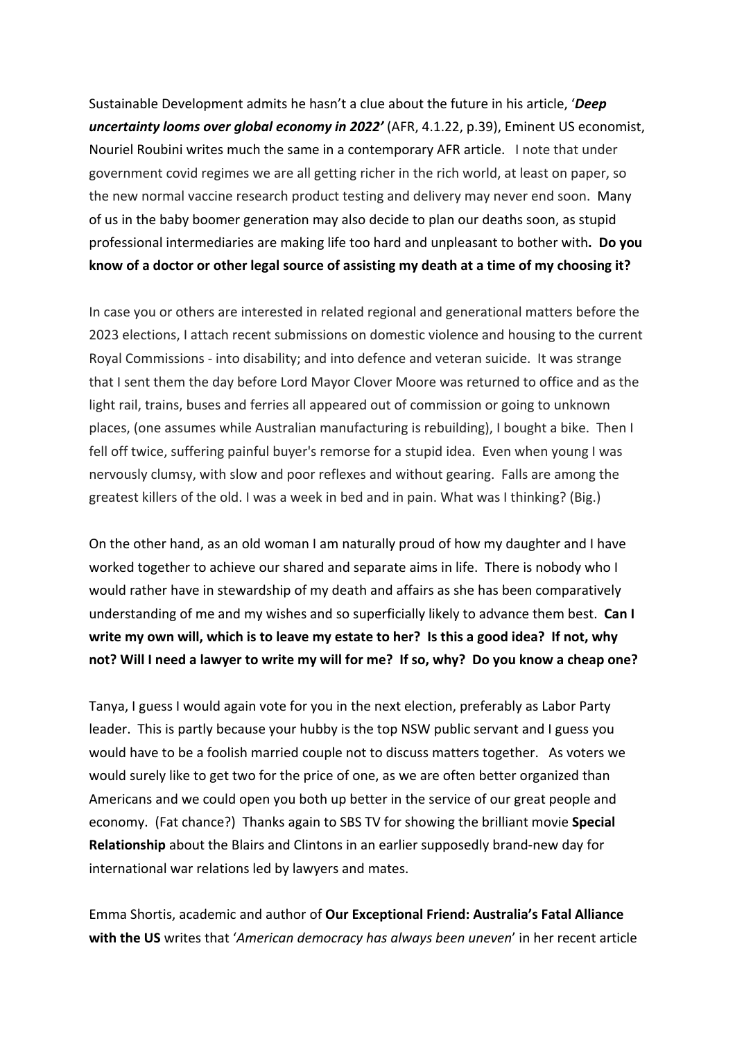Sustainable Development admits he hasn't a clue about the future in his article, '***Deep uncertainty looms over global economy in 2022'*** (AFR, 4.1.22, p.39), Eminent US economist, Nouriel Roubini writes much the same in a contemporary AFR article. I note that under government covid regimes we are all getting richer in the rich world, at least on paper, so the new normal vaccine research product testing and delivery may never end soon. Many of us in the baby boomer generation may also decide to plan our deaths soon, as stupid professional intermediaries are making life too hard and unpleasant to bother with**. Do you know of a doctor or other legal source of assisting my death at a time of my choosing it?**

In case you or others are interested in related regional and generational matters before the 2023 elections, I attach recent submissions on domestic violence and housing to the current Royal Commissions - into disability; and into defence and veteran suicide. It was strange that I sent them the day before Lord Mayor Clover Moore was returned to office and as the light rail, trains, buses and ferries all appeared out of commission or going to unknown places, (one assumes while Australian manufacturing is rebuilding), I bought a bike. Then I fell off twice, suffering painful buyer's remorse for a stupid idea. Even when young I was nervously clumsy, with slow and poor reflexes and without gearing. Falls are among the greatest killers of the old. I was a week in bed and in pain. What was I thinking? (Big.)

On the other hand, as an old woman I am naturally proud of how my daughter and I have worked together to achieve our shared and separate aims in life. There is nobody who I would rather have in stewardship of my death and affairs as she has been comparatively understanding of me and my wishes and so superficially likely to advance them best. **Can I write my own will, which is to leave my estate to her? Is this a good idea? If not, why not? Will I need a lawyer to write my will for me? If so, why? Do you know a cheap one?**

Tanya, I guess I would again vote for you in the next election, preferably as Labor Party leader. This is partly because your hubby is the top NSW public servant and I guess you would have to be a foolish married couple not to discuss matters together. As voters we would surely like to get two for the price of one, as we are often better organized than Americans and we could open you both up better in the service of our great people and economy. (Fat chance?) Thanks again to SBS TV for showing the brilliant movie **Special Relationship** about the Blairs and Clintons in an earlier supposedly brand-new day for international war relations led by lawyers and mates.

Emma Shortis, academic and author of **Our Exceptional Friend: Australia's Fatal Alliance with the US** writes that '*American democracy has always been uneven*' in her recent article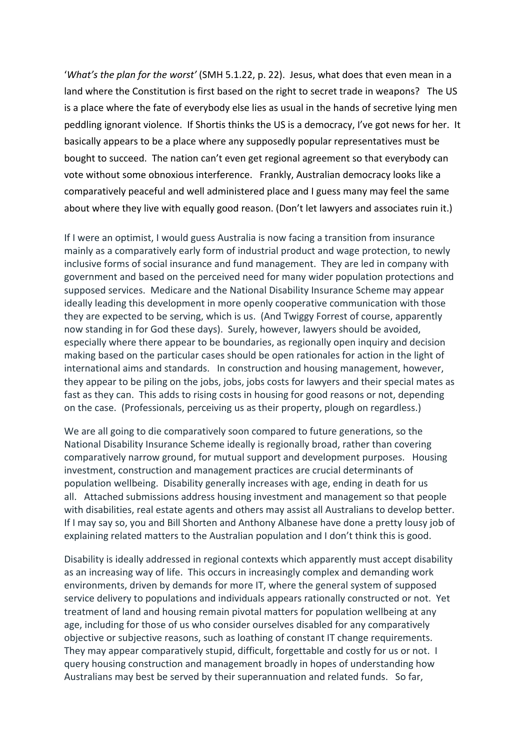'*What's the plan for the worst'* (SMH 5.1.22, p. 22). Jesus, what does that even mean in a land where the Constitution is first based on the right to secret trade in weapons? The US is a place where the fate of everybody else lies as usual in the hands of secretive lying men peddling ignorant violence. If Shortis thinks the US is a democracy, I've got news for her. It basically appears to be a place where any supposedly popular representatives must be bought to succeed. The nation can't even get regional agreement so that everybody can vote without some obnoxious interference. Frankly, Australian democracy looks like a comparatively peaceful and well administered place and I guess many may feel the same about where they live with equally good reason. (Don't let lawyers and associates ruin it.)

If I were an optimist, I would guess Australia is now facing a transition from insurance mainly as a comparatively early form of industrial product and wage protection, to newly inclusive forms of social insurance and fund management. They are led in company with government and based on the perceived need for many wider population protections and supposed services. Medicare and the National Disability Insurance Scheme may appear ideally leading this development in more openly cooperative communication with those they are expected to be serving, which is us. (And Twiggy Forrest of course, apparently now standing in for God these days). Surely, however, lawyers should be avoided, especially where there appear to be boundaries, as regionally open inquiry and decision making based on the particular cases should be open rationales for action in the light of international aims and standards. In construction and housing management, however, they appear to be piling on the jobs, jobs, jobs costs for lawyers and their special mates as fast as they can. This adds to rising costs in housing for good reasons or not, depending on the case. (Professionals, perceiving us as their property, plough on regardless.)

We are all going to die comparatively soon compared to future generations, so the National Disability Insurance Scheme ideally is regionally broad, rather than covering comparatively narrow ground, for mutual support and development purposes. Housing investment, construction and management practices are crucial determinants of population wellbeing. Disability generally increases with age, ending in death for us all. Attached submissions address housing investment and management so that people with disabilities, real estate agents and others may assist all Australians to develop better. If I may say so, you and Bill Shorten and Anthony Albanese have done a pretty lousy job of explaining related matters to the Australian population and I don't think this is good.

Disability is ideally addressed in regional contexts which apparently must accept disability as an increasing way of life. This occurs in increasingly complex and demanding work environments, driven by demands for more IT, where the general system of supposed service delivery to populations and individuals appears rationally constructed or not. Yet treatment of land and housing remain pivotal matters for population wellbeing at any age, including for those of us who consider ourselves disabled for any comparatively objective or subjective reasons, such as loathing of constant IT change requirements. They may appear comparatively stupid, difficult, forgettable and costly for us or not. I query housing construction and management broadly in hopes of understanding how Australians may best be served by their superannuation and related funds. So far,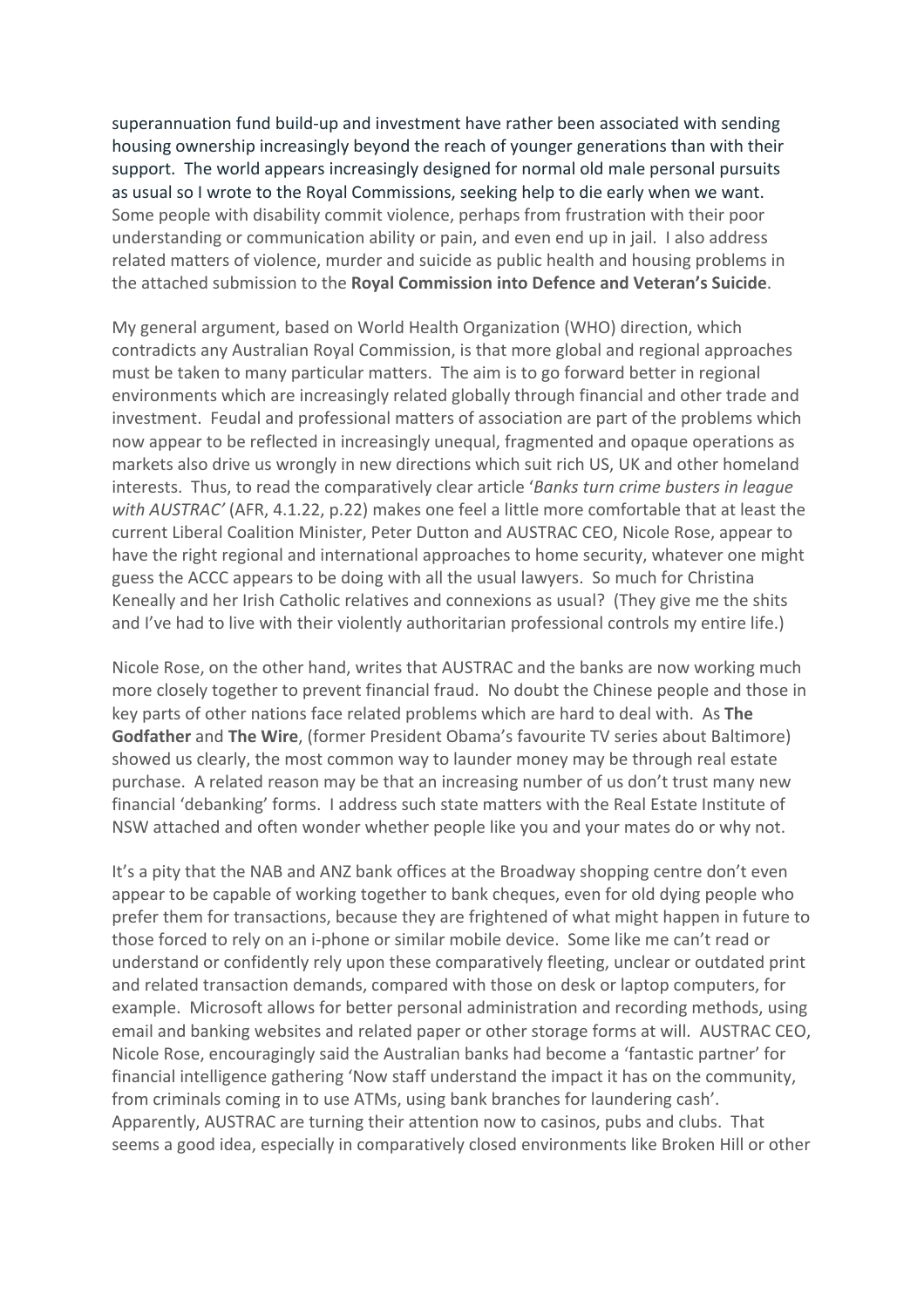superannuation fund build-up and investment have rather been associated with sending housing ownership increasingly beyond the reach of younger generations than with their support. The world appears increasingly designed for normal old male personal pursuits as usual so I wrote to the Royal Commissions, seeking help to die early when we want. Some people with disability commit violence, perhaps from frustration with their poor understanding or communication ability or pain, and even end up in jail. I also address related matters of violence, murder and suicide as public health and housing problems in the attached submission to the **Royal Commission into Defence and Veteran's Suicide**.

My general argument, based on World Health Organization (WHO) direction, which contradicts any Australian Royal Commission, is that more global and regional approaches must be taken to many particular matters. The aim is to go forward better in regional environments which are increasingly related globally through financial and other trade and investment. Feudal and professional matters of association are part of the problems which now appear to be reflected in increasingly unequal, fragmented and opaque operations as markets also drive us wrongly in new directions which suit rich US, UK and other homeland interests. Thus, to read the comparatively clear article '*Banks turn crime busters in league with AUSTRAC'* (AFR, 4.1.22, p.22) makes one feel a little more comfortable that at least the current Liberal Coalition Minister, Peter Dutton and AUSTRAC CEO, Nicole Rose, appear to have the right regional and international approaches to home security, whatever one might guess the ACCC appears to be doing with all the usual lawyers. So much for Christina Keneally and her Irish Catholic relatives and connexions as usual? (They give me the shits and I've had to live with their violently authoritarian professional controls my entire life.)

Nicole Rose, on the other hand, writes that AUSTRAC and the banks are now working much more closely together to prevent financial fraud. No doubt the Chinese people and those in key parts of other nations face related problems which are hard to deal with. As **The Godfather** and **The Wire**, (former President Obama's favourite TV series about Baltimore) showed us clearly, the most common way to launder money may be through real estate purchase. A related reason may be that an increasing number of us don't trust many new financial 'debanking' forms. I address such state matters with the Real Estate Institute of NSW attached and often wonder whether people like you and your mates do or why not.

It's a pity that the NAB and ANZ bank offices at the Broadway shopping centre don't even appear to be capable of working together to bank cheques, even for old dying people who prefer them for transactions, because they are frightened of what might happen in future to those forced to rely on an i-phone or similar mobile device. Some like me can't read or understand or confidently rely upon these comparatively fleeting, unclear or outdated print and related transaction demands, compared with those on desk or laptop computers, for example. Microsoft allows for better personal administration and recording methods, using email and banking websites and related paper or other storage forms at will. AUSTRAC CEO, Nicole Rose, encouragingly said the Australian banks had become a 'fantastic partner' for financial intelligence gathering 'Now staff understand the impact it has on the community, from criminals coming in to use ATMs, using bank branches for laundering cash'. Apparently, AUSTRAC are turning their attention now to casinos, pubs and clubs. That seems a good idea, especially in comparatively closed environments like Broken Hill or other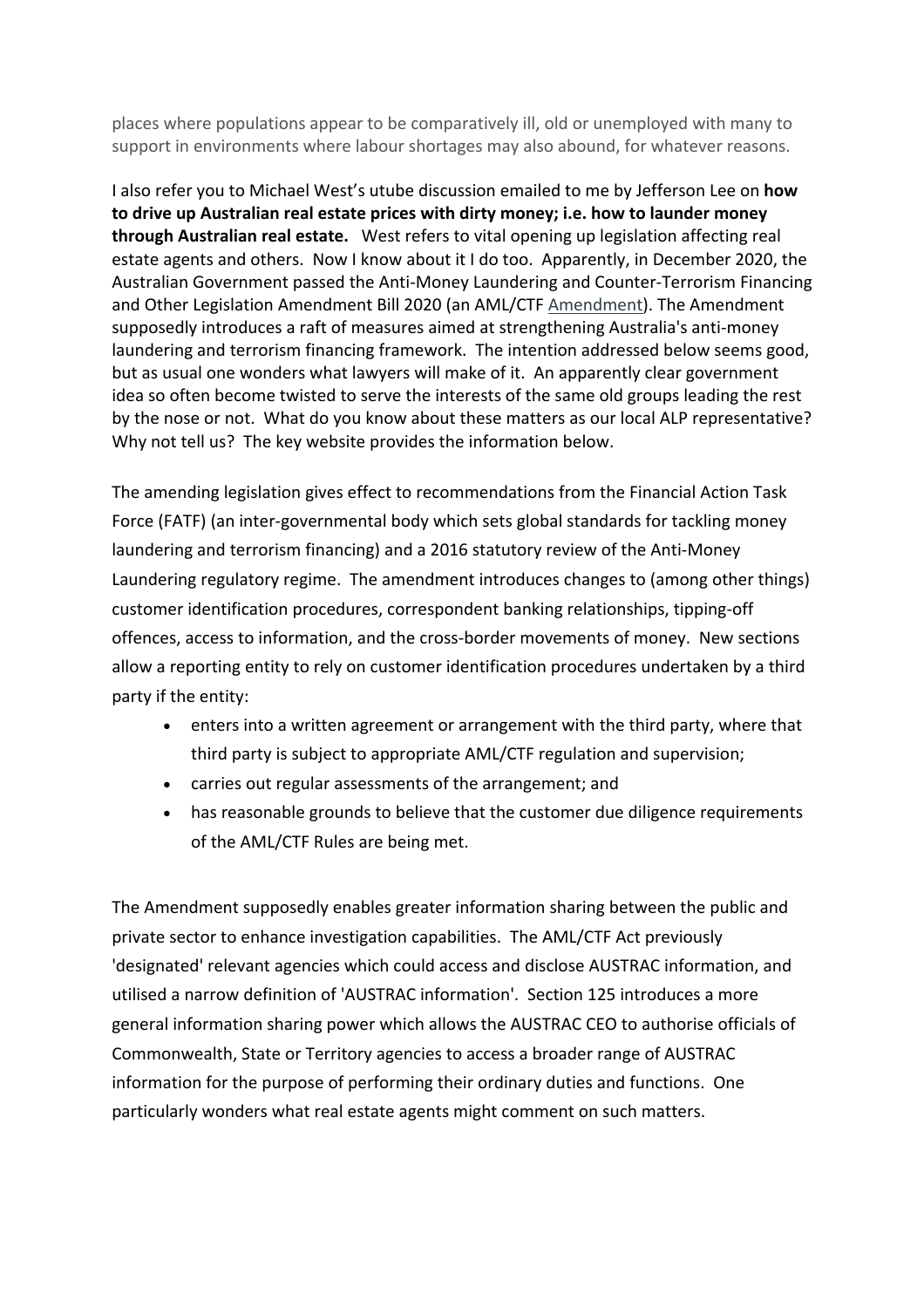places where populations appear to be comparatively ill, old or unemployed with many to support in environments where labour shortages may also abound, for whatever reasons.

I also refer you to Michael West's utube discussion emailed to me by Jefferson Lee on **how to drive up Australian real estate prices with dirty money; i.e. how to launder money through Australian real estate.** West refers to vital opening up legislation affecting real estate agents and others. Now I know about it I do too. Apparently, in December 2020, the Australian Government passed the Anti-Money Laundering and Counter-Terrorism Financing and Other Legislation Amendment Bill 2020 (an AML/CTF Amendment). The Amendment supposedly introduces a raft of measures aimed at strengthening Australia's anti-money laundering and terrorism financing framework. The intention addressed below seems good, but as usual one wonders what lawyers will make of it. An apparently clear government idea so often become twisted to serve the interests of the same old groups leading the rest by the nose or not. What do you know about these matters as our local ALP representative? Why not tell us? The key website provides the information below.

The amending legislation gives effect to recommendations from the Financial Action Task Force (FATF) (an inter-governmental body which sets global standards for tackling money laundering and terrorism financing) and a 2016 statutory review of the Anti-Money Laundering regulatory regime. The amendment introduces changes to (among other things) customer identification procedures, correspondent banking relationships, tipping-off offences, access to information, and the cross-border movements of money. New sections allow a reporting entity to rely on customer identification procedures undertaken by a third party if the entity:

- enters into a written agreement or arrangement with the third party, where that third party is subject to appropriate AML/CTF regulation and supervision;
- carries out regular assessments of the arrangement; and
- has reasonable grounds to believe that the customer due diligence requirements of the AML/CTF Rules are being met.

The Amendment supposedly enables greater information sharing between the public and private sector to enhance investigation capabilities. The AML/CTF Act previously 'designated' relevant agencies which could access and disclose AUSTRAC information, and utilised a narrow definition of 'AUSTRAC information'. Section 125 introduces a more general information sharing power which allows the AUSTRAC CEO to authorise officials of Commonwealth, State or Territory agencies to access a broader range of AUSTRAC information for the purpose of performing their ordinary duties and functions. One particularly wonders what real estate agents might comment on such matters.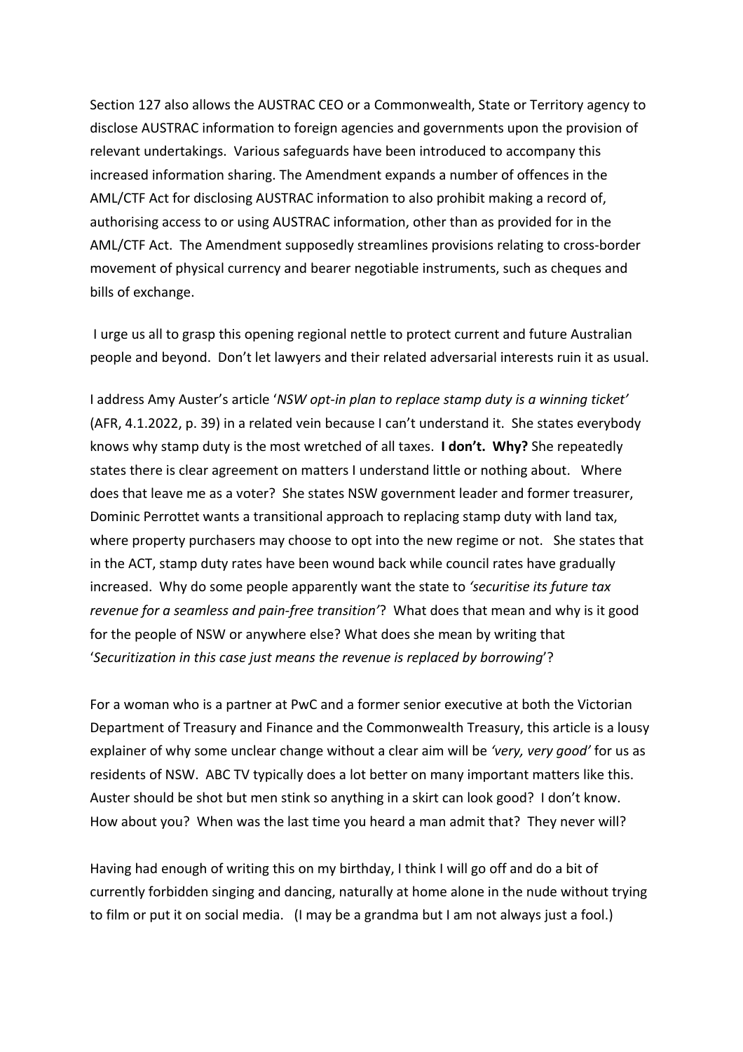Section 127 also allows the AUSTRAC CEO or a Commonwealth, State or Territory agency to disclose AUSTRAC information to foreign agencies and governments upon the provision of relevant undertakings. Various safeguards have been introduced to accompany this increased information sharing. The Amendment expands a number of offences in the AML/CTF Act for disclosing AUSTRAC information to also prohibit making a record of, authorising access to or using AUSTRAC information, other than as provided for in the AML/CTF Act. The Amendment supposedly streamlines provisions relating to cross-border movement of physical currency and bearer negotiable instruments, such as cheques and bills of exchange.

I urge us all to grasp this opening regional nettle to protect current and future Australian people and beyond. Don't let lawyers and their related adversarial interests ruin it as usual.

I address Amy Auster's article '*NSW opt-in plan to replace stamp duty is a winning ticket'* (AFR, 4.1.2022, p. 39) in a related vein because I can't understand it. She states everybody knows why stamp duty is the most wretched of all taxes. **I don't. Why?** She repeatedly states there is clear agreement on matters I understand little or nothing about. Where does that leave me as a voter? She states NSW government leader and former treasurer, Dominic Perrottet wants a transitional approach to replacing stamp duty with land tax, where property purchasers may choose to opt into the new regime or not. She states that in the ACT, stamp duty rates have been wound back while council rates have gradually increased. Why do some people apparently want the state to *'securitise its future tax revenue for a seamless and pain-free transition'*? What does that mean and why is it good for the people of NSW or anywhere else? What does she mean by writing that '*Securitization in this case just means the revenue is replaced by borrowing*'?

For a woman who is a partner at PwC and a former senior executive at both the Victorian Department of Treasury and Finance and the Commonwealth Treasury, this article is a lousy explainer of why some unclear change without a clear aim will be *'very, very good'* for us as residents of NSW. ABC TV typically does a lot better on many important matters like this. Auster should be shot but men stink so anything in a skirt can look good? I don't know. How about you? When was the last time you heard a man admit that? They never will?

Having had enough of writing this on my birthday, I think I will go off and do a bit of currently forbidden singing and dancing, naturally at home alone in the nude without trying to film or put it on social media. (I may be a grandma but I am not always just a fool.)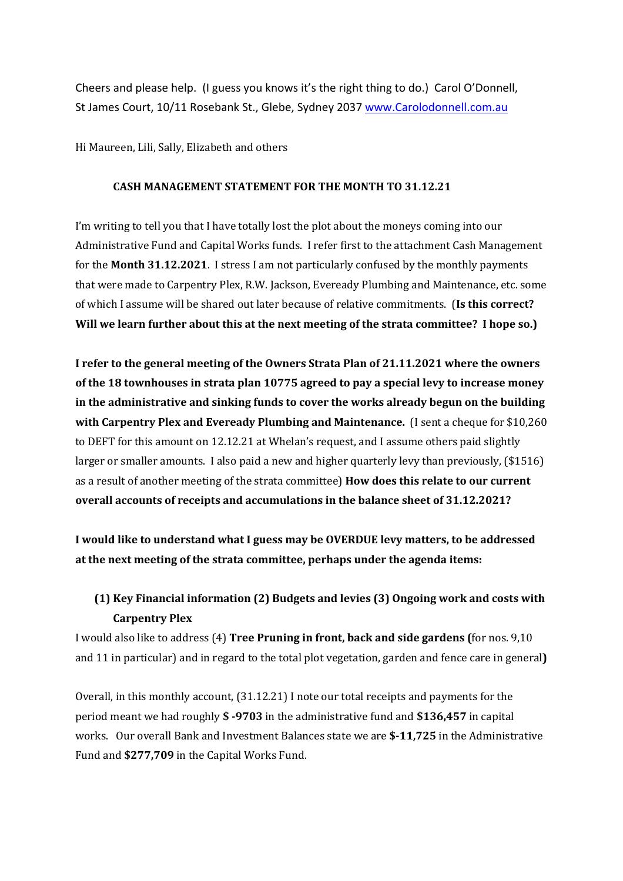Cheers and please help. (I guess you knows it's the right thing to do.) Carol O'Donnell, St James Court, 10/11 Rosebank St., Glebe, Sydney 2037 [www.Carolodonnell.com.au](http://www.Carolodonnell.com.au)

Hi Maureen, Lili, Sally, Elizabeth and others

**CASH MANAGEMENT STATEMENT FOR THE MONTH TO 31.12.21**

I'm writing to tell you that I have totally lost the plot about the moneys coming into our Administrative Fund and Capital Works funds. I refer first to the attachment Cash Management for the **Month 31.12.2021**. I stress I am not particularly confused by the monthly payments that were made to Carpentry Plex, R.W. Jackson, Eveready Plumbing and Maintenance, etc. some of which I assume will be shared out later because of relative commitments. (**Is this correct? Will we learn further about this at the next meeting of the strata committee? I hope so.)**

**I refer to the general meeting of the Owners Strata Plan of 21.11.2021 where the owners of the 18 townhouses in strata plan 10775 agreed to pay a special levy to increase money in the administrative and sinking funds to cover the works already begun on the building with Carpentry Plex and Eveready Plumbing and Maintenance.** (I sent a cheque for $10,260 to DEFT for this amount on 12.12.21 at Whelan's request, and I assume others paid slightly larger or smaller amounts. I also paid a new and higher quarterly levy than previously, ($1516) as a result of another meeting of the strata committee) **How does this relate to our current overall accounts of receipts and accumulations in the balance sheet of 31.12.2021?**

**I would like to understand what I guess may be OVERDUE levy matters, to be addressed at the next meeting of the strata committee, perhaps under the agenda items:**

**(1) Key Financial information (2) Budgets and levies (3) Ongoing work and costs with Carpentry Plex**

I would also like to address (4) **Tree Pruning in front, back and side gardens (**for nos. 9,10 and 11 in particular) and in regard to the total plot vegetation, garden and fence care in general**)**

Overall, in this monthly account, (31.12.21) I note our total receipts and payments for the period meant we had roughly **$ -9703** in the administrative fund and **$136,457** in capital works. Our overall Bank and Investment Balances state we are **$-11,725** in the Administrative Fund and **$277,709** in the Capital Works Fund.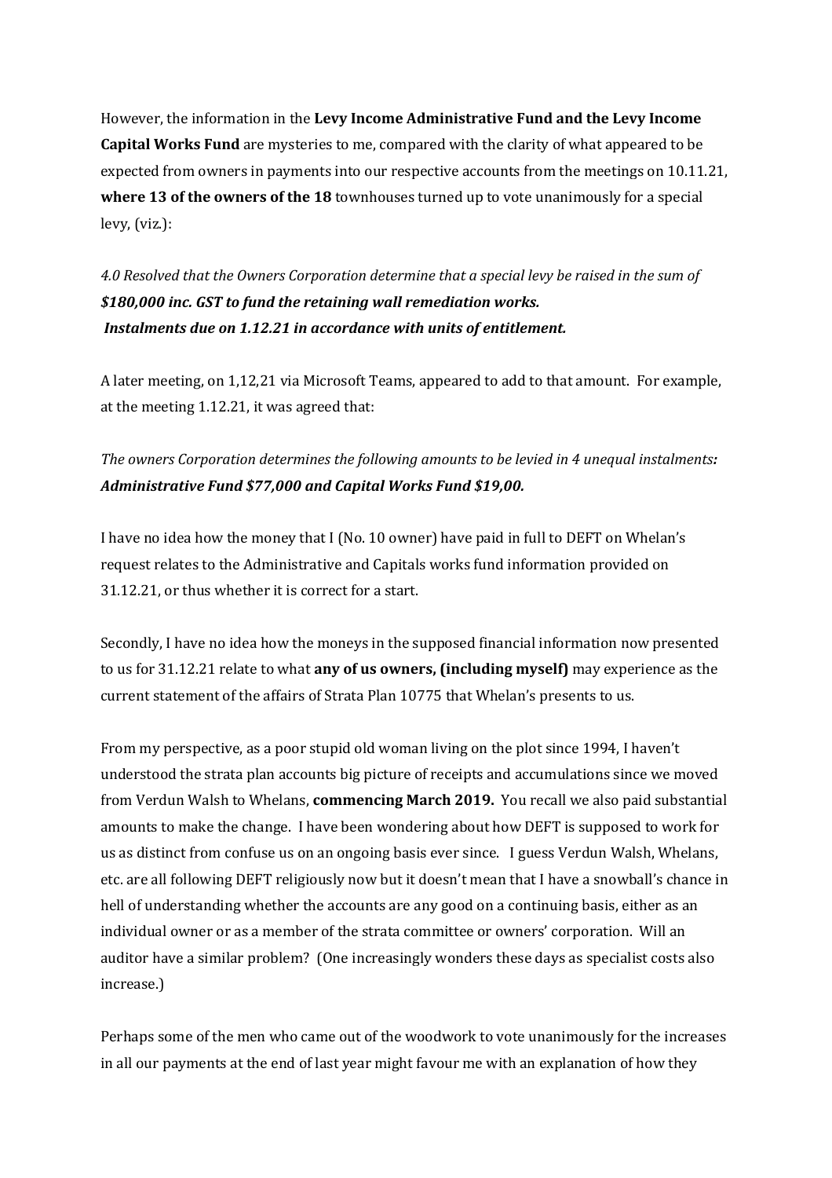However, the information in the **Levy Income Administrative Fund and the Levy Income Capital Works Fund** are mysteries to me, compared with the clarity of what appeared to be expected from owners in payments into our respective accounts from the meetings on 10.11.21, **where 13 of the owners of the 18** townhouses turned up to vote unanimously for a special levy, (viz.):

*4.0 Resolved that the Owners Corporation determine that a special levy be raised in the sum of* ***$180,000 inc. GST to fund the retaining wall remediation works.*** ***Instalments due on 1.12.21 in accordance with units of entitlement.***

A later meeting, on 1,12,21 via Microsoft Teams, appeared to add to that amount. For example, at the meeting 1.12.21, it was agreed that:

*The owners Corporation determines the following amounts to be levied in 4 unequal instalments:* ***Administrative Fund $77,000 and Capital Works Fund $19,00.***

I have no idea how the money that I (No. 10 owner) have paid in full to DEFT on Whelan's request relates to the Administrative and Capitals works fund information provided on 31.12.21, or thus whether it is correct for a start.

Secondly, I have no idea how the moneys in the supposed financial information now presented to us for 31.12.21 relate to what **any of us owners, (including myself)** may experience as the current statement of the affairs of Strata Plan 10775 that Whelan's presents to us.

From my perspective, as a poor stupid old woman living on the plot since 1994, I haven't understood the strata plan accounts big picture of receipts and accumulations since we moved from Verdun Walsh to Whelans, **commencing March 2019.** You recall we also paid substantial amounts to make the change. I have been wondering about how DEFT is supposed to work for us as distinct from confuse us on an ongoing basis ever since. I guess Verdun Walsh, Whelans, etc. are all following DEFT religiously now but it doesn't mean that I have a snowball's chance in hell of understanding whether the accounts are any good on a continuing basis, either as an individual owner or as a member of the strata committee or owners' corporation. Will an auditor have a similar problem? (One increasingly wonders these days as specialist costs also increase.)

Perhaps some of the men who came out of the woodwork to vote unanimously for the increases in all our payments at the end of last year might favour me with an explanation of how they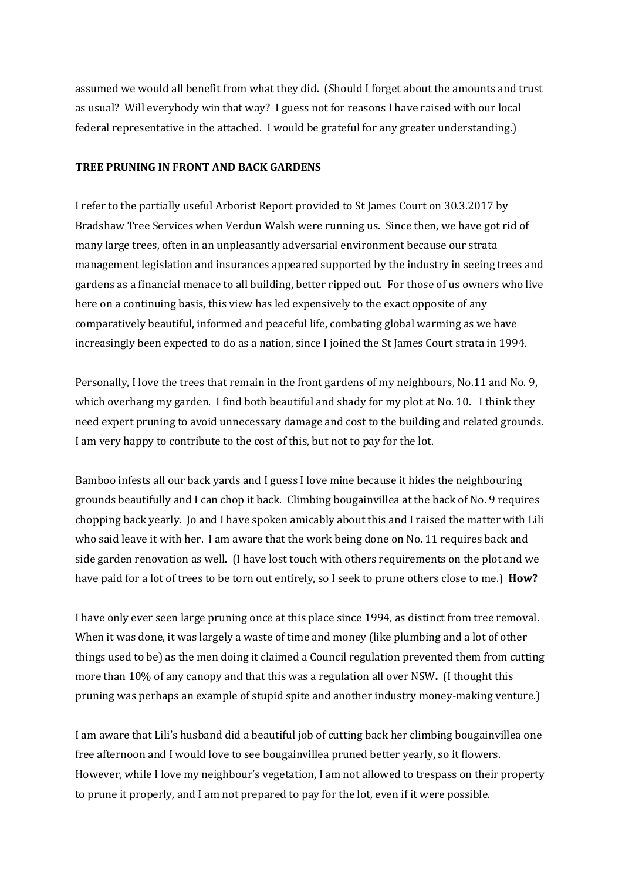assumed we would all benefit from what they did. (Should I forget about the amounts and trust as usual? Will everybody win that way? I guess not for reasons I have raised with our local federal representative in the attached. I would be grateful for any greater understanding.)

**TREE PRUNING IN FRONT AND BACK GARDENS**

I refer to the partially useful Arborist Report provided to St James Court on 30.3.2017 by Bradshaw Tree Services when Verdun Walsh were running us. Since then, we have got rid of many large trees, often in an unpleasantly adversarial environment because our strata management legislation and insurances appeared supported by the industry in seeing trees and gardens as a financial menace to all building, better ripped out. For those of us owners who live here on a continuing basis, this view has led expensively to the exact opposite of any comparatively beautiful, informed and peaceful life, combating global warming as we have increasingly been expected to do as a nation, since I joined the St James Court strata in 1994.

Personally, I love the trees that remain in the front gardens of my neighbours, No.11 and No. 9, which overhang my garden. I find both beautiful and shady for my plot at No. 10. I think they need expert pruning to avoid unnecessary damage and cost to the building and related grounds. I am very happy to contribute to the cost of this, but not to pay for the lot.

Bamboo infests all our back yards and I guess I love mine because it hides the neighbouring grounds beautifully and I can chop it back. Climbing bougainvillea at the back of No. 9 requires chopping back yearly. Jo and I have spoken amicably about this and I raised the matter with Lili who said leave it with her. I am aware that the work being done on No. 11 requires back and side garden renovation as well. (I have lost touch with others requirements on the plot and we have paid for a lot of trees to be torn out entirely, so I seek to prune others close to me.) **How?**

I have only ever seen large pruning once at this place since 1994, as distinct from tree removal. When it was done, it was largely a waste of time and money (like plumbing and a lot of other things used to be) as the men doing it claimed a Council regulation prevented them from cutting more than 10% of any canopy and that this was a regulation all over NSW**.** (I thought this pruning was perhaps an example of stupid spite and another industry money-making venture.)

I am aware that Lili's husband did a beautiful job of cutting back her climbing bougainvillea one free afternoon and I would love to see bougainvillea pruned better yearly, so it flowers. However, while I love my neighbour's vegetation, I am not allowed to trespass on their property to prune it properly, and I am not prepared to pay for the lot, even if it were possible.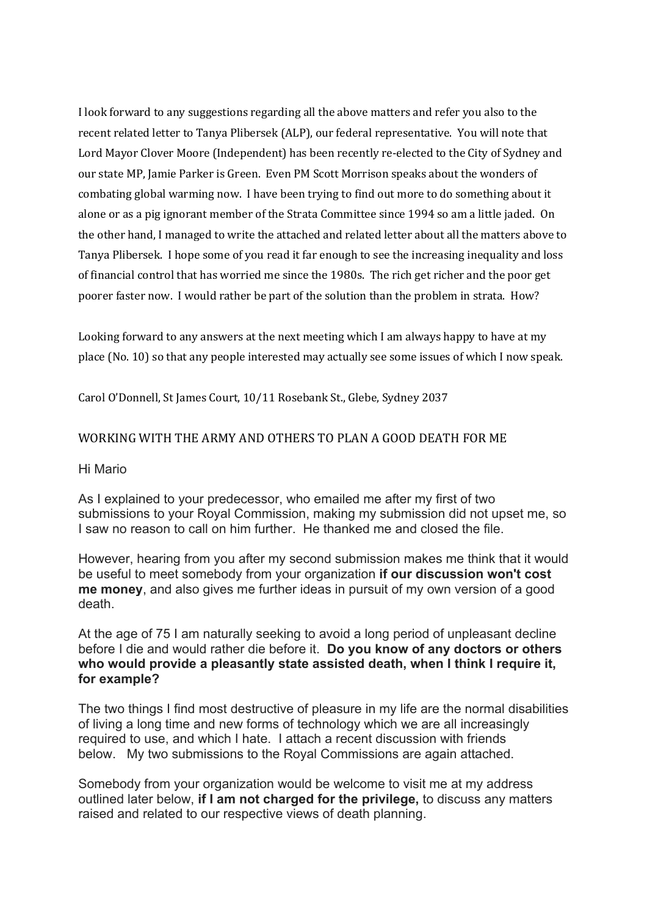I look forward to any suggestions regarding all the above matters and refer you also to the recent related letter to Tanya Plibersek (ALP), our federal representative. You will note that Lord Mayor Clover Moore (Independent) has been recently re-elected to the City of Sydney and our state MP, Jamie Parker is Green. Even PM Scott Morrison speaks about the wonders of combating global warming now. I have been trying to find out more to do something about it alone or as a pig ignorant member of the Strata Committee since 1994 so am a little jaded. On the other hand, I managed to write the attached and related letter about all the matters above to Tanya Plibersek. I hope some of you read it far enough to see the increasing inequality and loss of financial control that has worried me since the 1980s. The rich get richer and the poor get poorer faster now. I would rather be part of the solution than the problem in strata. How?

Looking forward to any answers at the next meeting which I am always happy to have at my place (No. 10) so that any people interested may actually see some issues of which I now speak.

Carol O'Donnell, St James Court, 10/11 Rosebank St., Glebe, Sydney 2037

## WORKING WITH THE ARMY AND OTHERS TO PLAN A GOOD DEATH FOR ME

Hi Mario

As I explained to your predecessor, who emailed me after my first of two submissions to your Royal Commission, making my submission did not upset me, so I saw no reason to call on him further. He thanked me and closed the file.

However, hearing from you after my second submission makes me think that it would be useful to meet somebody from your organization **if our discussion won't cost me money**, and also gives me further ideas in pursuit of my own version of a good death.

At the age of 75 I am naturally seeking to avoid a long period of unpleasant decline before I die and would rather die before it. **Do you know of any doctors or others who would provide a pleasantly state assisted death, when I think I require it, for example?**

The two things I find most destructive of pleasure in my life are the normal disabilities of living a long time and new forms of technology which we are all increasingly required to use, and which I hate. I attach a recent discussion with friends below. My two submissions to the Royal Commissions are again attached.

Somebody from your organization would be welcome to visit me at my address outlined later below, **if I am not charged for the privilege,** to discuss any matters raised and related to our respective views of death planning.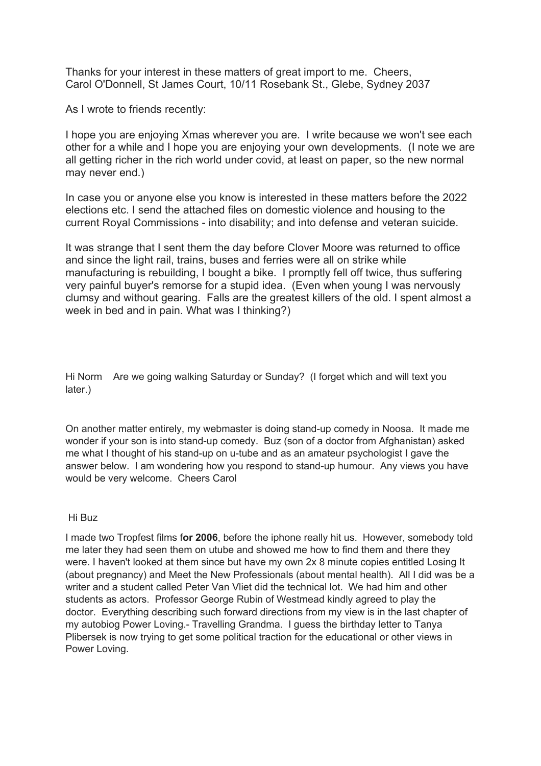Thanks for your interest in these matters of great import to me. Cheers,
Carol O'Donnell, St James Court, 10/11 Rosebank St., Glebe, Sydney 2037

As I wrote to friends recently:

I hope you are enjoying Xmas wherever you are. I write because we won't see each other for a while and I hope you are enjoying your own developments. (I note we are all getting richer in the rich world under covid, at least on paper, so the new normal may never end.)

In case you or anyone else you know is interested in these matters before the 2022 elections etc. I send the attached files on domestic violence and housing to the current Royal Commissions - into disability; and into defense and veteran suicide.

It was strange that I sent them the day before Clover Moore was returned to office and since the light rail, trains, buses and ferries were all on strike while manufacturing is rebuilding, I bought a bike. I promptly fell off twice, thus suffering very painful buyer's remorse for a stupid idea. (Even when young I was nervously clumsy and without gearing. Falls are the greatest killers of the old. I spent almost a week in bed and in pain. What was I thinking?)

Hi Norm Are we going walking Saturday or Sunday? (I forget which and will text you later.)

On another matter entirely, my webmaster is doing stand-up comedy in Noosa. It made me wonder if your son is into stand-up comedy. Buz (son of a doctor from Afghanistan) asked me what I thought of his stand-up on u-tube and as an amateur psychologist I gave the answer below. I am wondering how you respond to stand-up humour. Any views you have would be very welcome. Cheers Carol

Hi Buz

I made two Tropfest films f**or 2006**, before the iphone really hit us. However, somebody told me later they had seen them on utube and showed me how to find them and there they were. I haven't looked at them since but have my own 2x 8 minute copies entitled Losing It (about pregnancy) and Meet the New Professionals (about mental health). All I did was be a writer and a student called Peter Van Vliet did the technical lot. We had him and other students as actors. Professor George Rubin of Westmead kindly agreed to play the doctor. Everything describing such forward directions from my view is in the last chapter of my autobiog Power Loving.- Travelling Grandma. I guess the birthday letter to Tanya Plibersek is now trying to get some political traction for the educational or other views in Power Loving.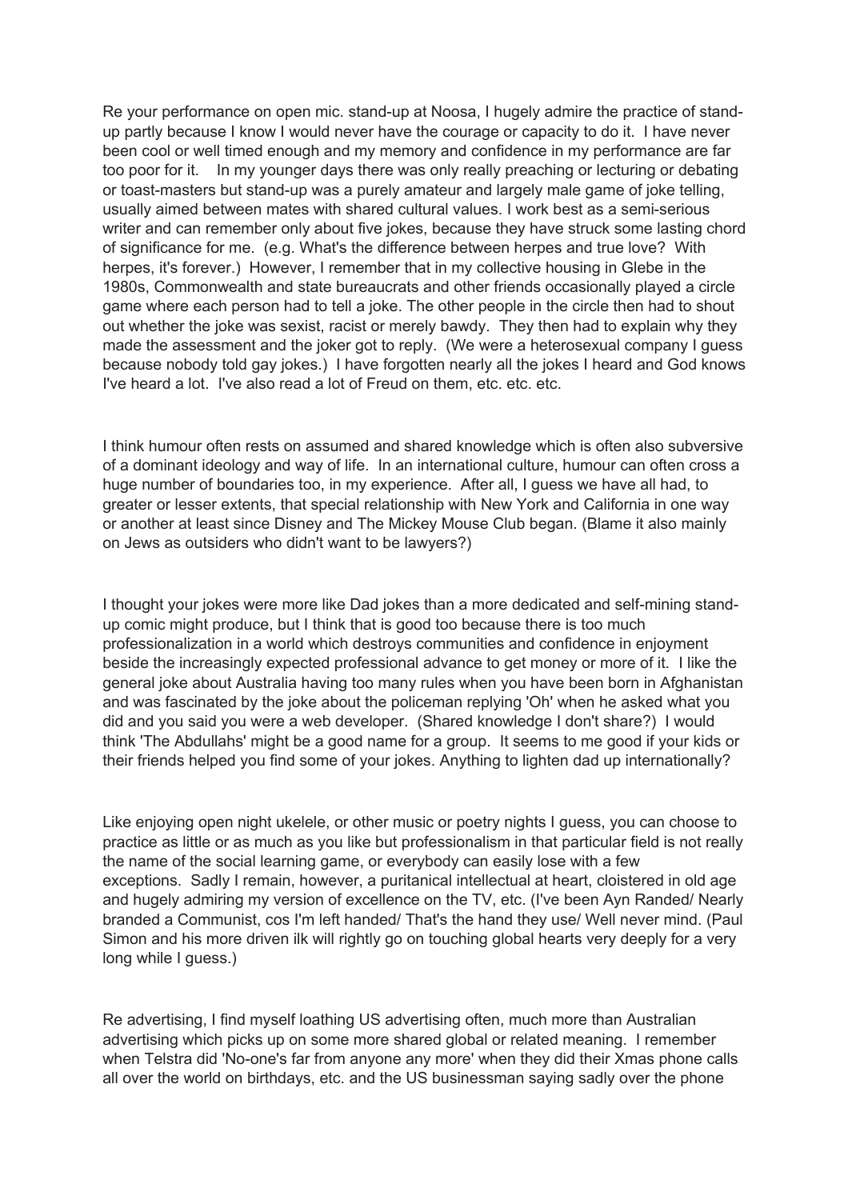Re your performance on open mic. stand-up at Noosa, I hugely admire the practice of stand-up partly because I know I would never have the courage or capacity to do it. I have never been cool or well timed enough and my memory and confidence in my performance are far too poor for it. In my younger days there was only really preaching or lecturing or debating or toast-masters but stand-up was a purely amateur and largely male game of joke telling, usually aimed between mates with shared cultural values. I work best as a semi-serious writer and can remember only about five jokes, because they have struck some lasting chord of significance for me. (e.g. What's the difference between herpes and true love? With herpes, it's forever.) However, I remember that in my collective housing in Glebe in the 1980s, Commonwealth and state bureaucrats and other friends occasionally played a circle game where each person had to tell a joke. The other people in the circle then had to shout out whether the joke was sexist, racist or merely bawdy. They then had to explain why they made the assessment and the joker got to reply. (We were a heterosexual company I guess because nobody told gay jokes.) I have forgotten nearly all the jokes I heard and God knows I've heard a lot. I've also read a lot of Freud on them, etc. etc. etc.

I think humour often rests on assumed and shared knowledge which is often also subversive of a dominant ideology and way of life. In an international culture, humour can often cross a huge number of boundaries too, in my experience. After all, I guess we have all had, to greater or lesser extents, that special relationship with New York and California in one way or another at least since Disney and The Mickey Mouse Club began. (Blame it also mainly on Jews as outsiders who didn't want to be lawyers?)

I thought your jokes were more like Dad jokes than a more dedicated and self-mining stand-up comic might produce, but I think that is good too because there is too much professionalization in a world which destroys communities and confidence in enjoyment beside the increasingly expected professional advance to get money or more of it. I like the general joke about Australia having too many rules when you have been born in Afghanistan and was fascinated by the joke about the policeman replying 'Oh' when he asked what you did and you said you were a web developer. (Shared knowledge I don't share?) I would think 'The Abdullahs' might be a good name for a group. It seems to me good if your kids or their friends helped you find some of your jokes. Anything to lighten dad up internationally?

Like enjoying open night ukelele, or other music or poetry nights I guess, you can choose to practice as little or as much as you like but professionalism in that particular field is not really the name of the social learning game, or everybody can easily lose with a few exceptions. Sadly I remain, however, a puritanical intellectual at heart, cloistered in old age and hugely admiring my version of excellence on the TV, etc. (I've been Ayn Randed/ Nearly branded a Communist, cos I'm left handed/ That's the hand they use/ Well never mind. (Paul Simon and his more driven ilk will rightly go on touching global hearts very deeply for a very long while I guess.)

Re advertising, I find myself loathing US advertising often, much more than Australian advertising which picks up on some more shared global or related meaning. I remember when Telstra did 'No-one's far from anyone any more' when they did their Xmas phone calls all over the world on birthdays, etc. and the US businessman saying sadly over the phone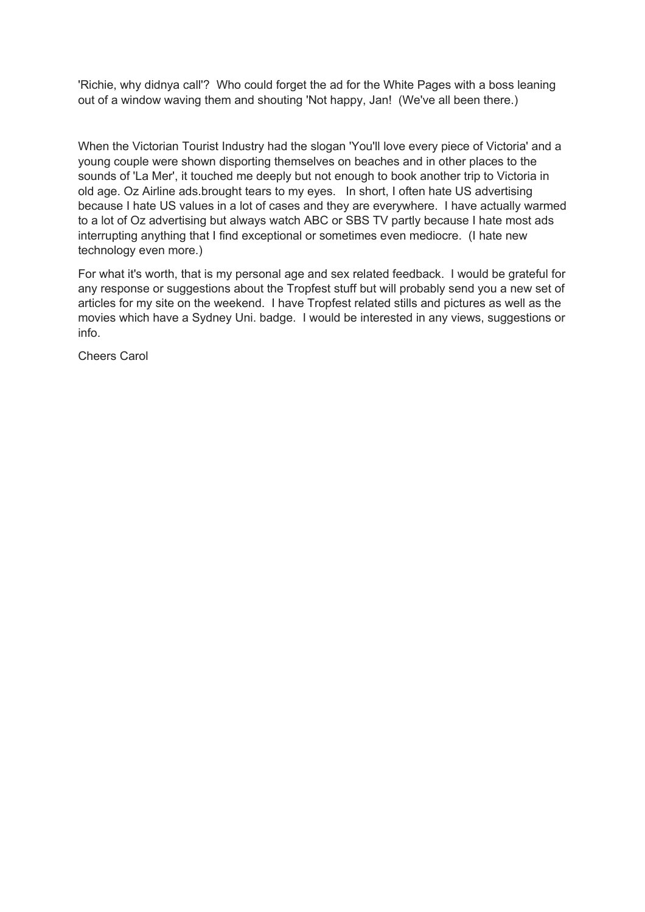'Richie, why didnya call'? Who could forget the ad for the White Pages with a boss leaning out of a window waving them and shouting 'Not happy, Jan! (We've all been there.)

When the Victorian Tourist Industry had the slogan 'You'll love every piece of Victoria' and a young couple were shown disporting themselves on beaches and in other places to the sounds of 'La Mer', it touched me deeply but not enough to book another trip to Victoria in old age. Oz Airline ads.brought tears to my eyes. In short, I often hate US advertising because I hate US values in a lot of cases and they are everywhere. I have actually warmed to a lot of Oz advertising but always watch ABC or SBS TV partly because I hate most ads interrupting anything that I find exceptional or sometimes even mediocre. (I hate new technology even more.)

For what it's worth, that is my personal age and sex related feedback. I would be grateful for any response or suggestions about the Tropfest stuff but will probably send you a new set of articles for my site on the weekend. I have Tropfest related stills and pictures as well as the movies which have a Sydney Uni. badge. I would be interested in any views, suggestions or info.

Cheers Carol